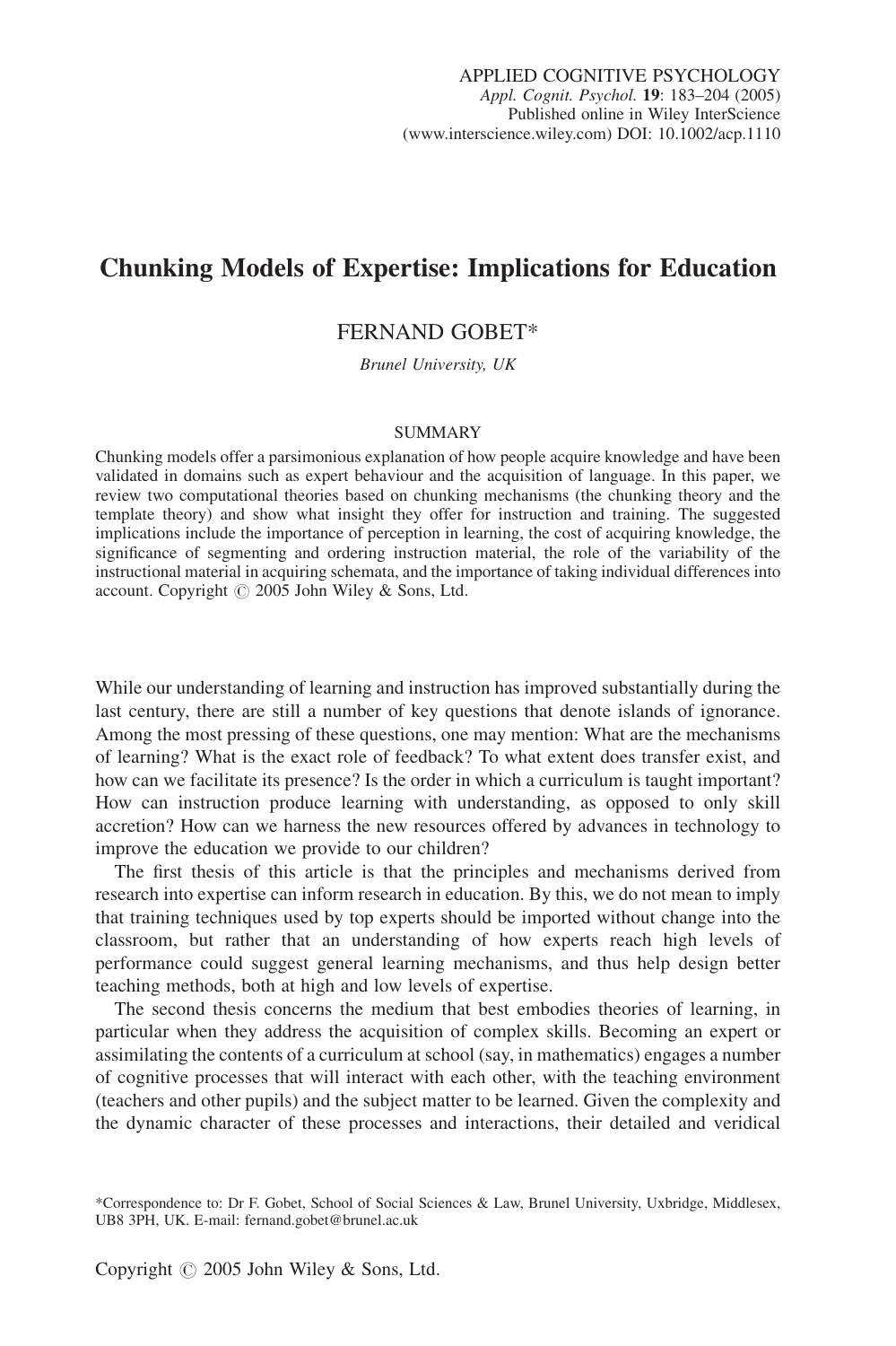# Chunking Models of Expertise: Implications for Education

FERNAND GOBET*

*Brunel University, UK*

## SUMMARY

Chunking models offer a parsimonious explanation of how people acquire knowledge and have been validated in domains such as expert behaviour and the acquisition of language. In this paper, we review two computational theories based on chunking mechanisms (the chunking theory and the template theory) and show what insight they offer for instruction and training. The suggested implications include the importance of perception in learning, the cost of acquiring knowledge, the significance of segmenting and ordering instruction material, the role of the variability of the instructional material in acquiring schemata, and the importance of taking individual differences into account. Copyright © 2005 John Wiley & Sons, Ltd.

While our understanding of learning and instruction has improved substantially during the last century, there are still a number of key questions that denote islands of ignorance. Among the most pressing of these questions, one may mention: What are the mechanisms of learning? What is the exact role of feedback? To what extent does transfer exist, and how can we facilitate its presence? Is the order in which a curriculum is taught important? How can instruction produce learning with understanding, as opposed to only skill accretion? How can we harness the new resources offered by advances in technology to improve the education we provide to our children?

The first thesis of this article is that the principles and mechanisms derived from research into expertise can inform research in education. By this, we do not mean to imply that training techniques used by top experts should be imported without change into the classroom, but rather that an understanding of how experts reach high levels of performance could suggest general learning mechanisms, and thus help design better teaching methods, both at high and low levels of expertise.

The second thesis concerns the medium that best embodies theories of learning, in particular when they address the acquisition of complex skills. Becoming an expert or assimilating the contents of a curriculum at school (say, in mathematics) engages a number of cognitive processes that will interact with each other, with the teaching environment (teachers and other pupils) and the subject matter to be learned. Given the complexity and the dynamic character of these processes and interactions, their detailed and veridical

*Correspondence to: Dr F. Gobet, School of Social Sciences & Law, Brunel University, Uxbridge, Middlesex, UB8 3PH, UK. E-mail: fernand.gobet@brunel.ac.uk

Copyright © 2005 John Wiley & Sons, Ltd.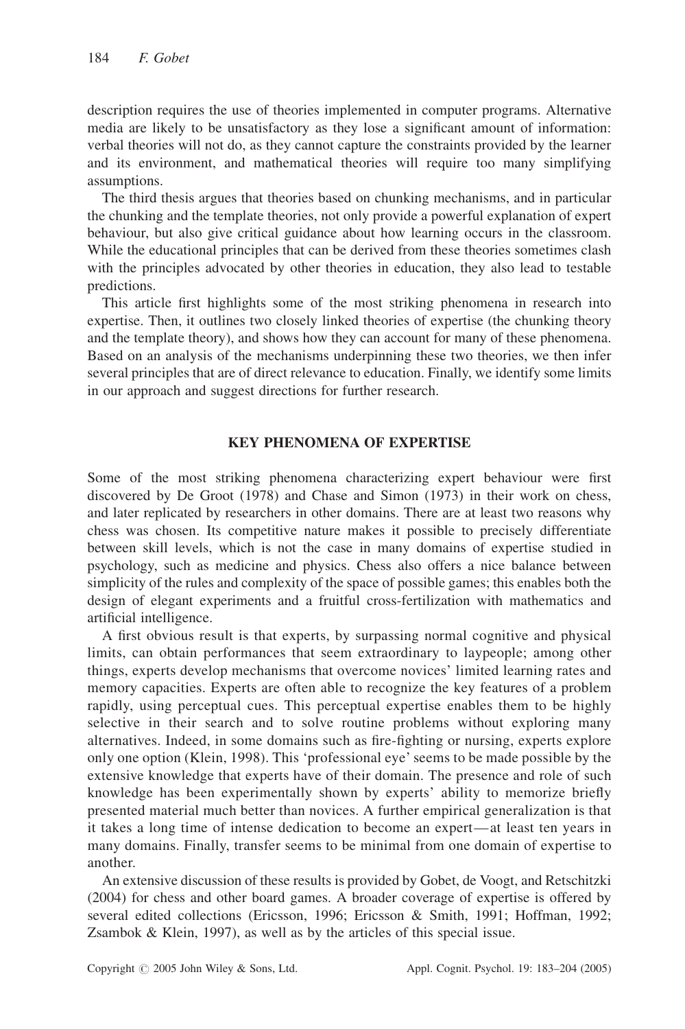description requires the use of theories implemented in computer programs. Alternative media are likely to be unsatisfactory as they lose a significant amount of information: verbal theories will not do, as they cannot capture the constraints provided by the learner and its environment, and mathematical theories will require too many simplifying assumptions.

The third thesis argues that theories based on chunking mechanisms, and in particular the chunking and the template theories, not only provide a powerful explanation of expert behaviour, but also give critical guidance about how learning occurs in the classroom. While the educational principles that can be derived from these theories sometimes clash with the principles advocated by other theories in education, they also lead to testable predictions.

This article first highlights some of the most striking phenomena in research into expertise. Then, it outlines two closely linked theories of expertise (the chunking theory and the template theory), and shows how they can account for many of these phenomena. Based on an analysis of the mechanisms underpinning these two theories, we then infer several principles that are of direct relevance to education. Finally, we identify some limits in our approach and suggest directions for further research.

## KEY PHENOMENA OF EXPERTISE

Some of the most striking phenomena characterizing expert behaviour were first discovered by De Groot (1978) and Chase and Simon (1973) in their work on chess, and later replicated by researchers in other domains. There are at least two reasons why chess was chosen. Its competitive nature makes it possible to precisely differentiate between skill levels, which is not the case in many domains of expertise studied in psychology, such as medicine and physics. Chess also offers a nice balance between simplicity of the rules and complexity of the space of possible games; this enables both the design of elegant experiments and a fruitful cross-fertilization with mathematics and artificial intelligence.

A first obvious result is that experts, by surpassing normal cognitive and physical limits, can obtain performances that seem extraordinary to laypeople; among other things, experts develop mechanisms that overcome novices' limited learning rates and memory capacities. Experts are often able to recognize the key features of a problem rapidly, using perceptual cues. This perceptual expertise enables them to be highly selective in their search and to solve routine problems without exploring many alternatives. Indeed, in some domains such as fire-fighting or nursing, experts explore only one option (Klein, 1998). This 'professional eye' seems to be made possible by the extensive knowledge that experts have of their domain. The presence and role of such knowledge has been experimentally shown by experts' ability to memorize briefly presented material much better than novices. A further empirical generalization is that it takes a long time of intense dedication to become an expert—at least ten years in many domains. Finally, transfer seems to be minimal from one domain of expertise to another.

An extensive discussion of these results is provided by Gobet, de Voogt, and Retschitzki (2004) for chess and other board games. A broader coverage of expertise is offered by several edited collections (Ericsson, 1996; Ericsson & Smith, 1991; Hoffman, 1992; Zsambok & Klein, 1997), as well as by the articles of this special issue.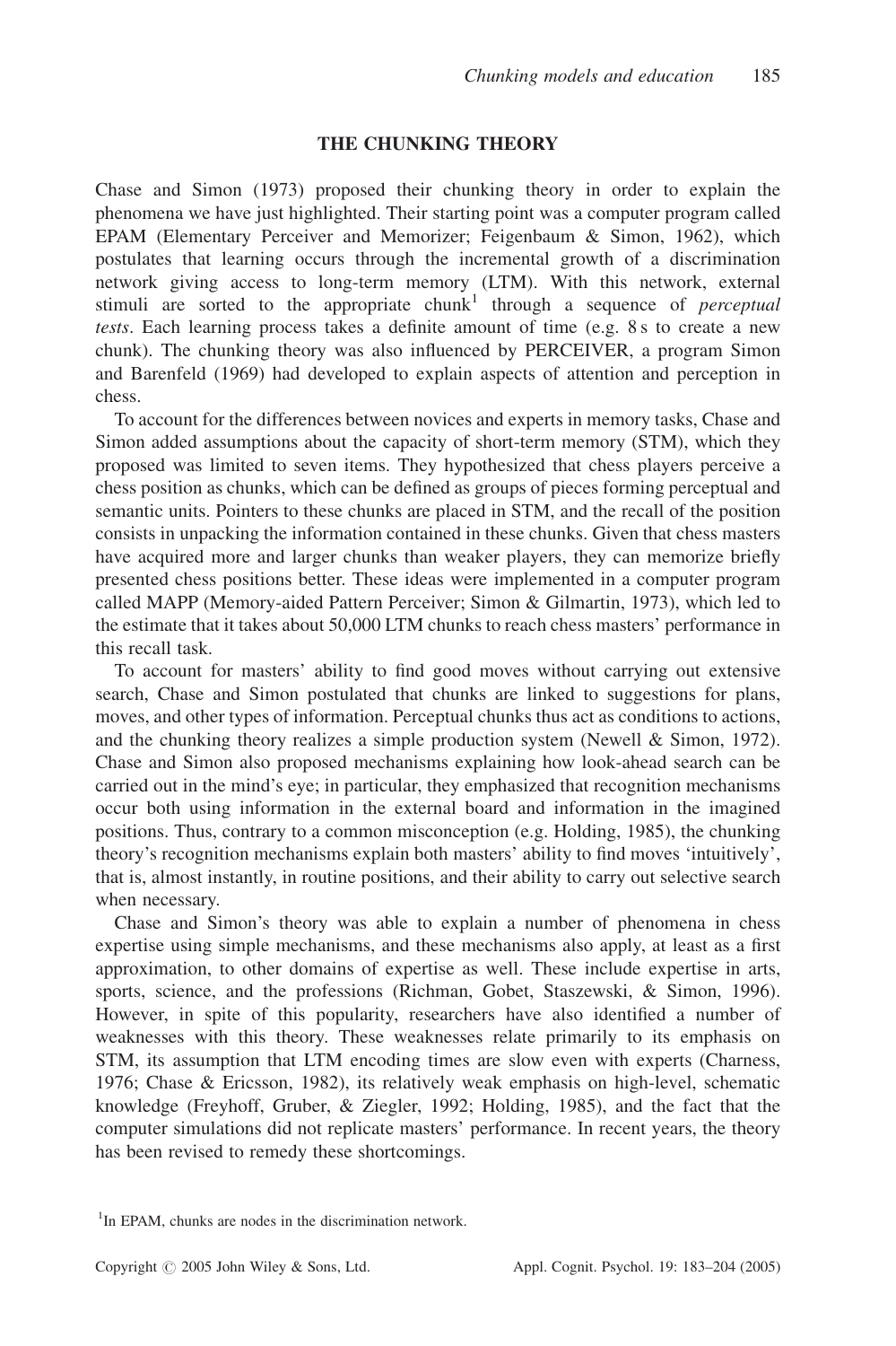## THE CHUNKING THEORY

Chase and Simon (1973) proposed their chunking theory in order to explain the phenomena we have just highlighted. Their starting point was a computer program called EPAM (Elementary Perceiver and Memorizer; Feigenbaum & Simon, 1962), which postulates that learning occurs through the incremental growth of a discrimination network giving access to long-term memory (LTM). With this network, external stimuli are sorted to the appropriate chunk[1] through a sequence of *perceptual tests*. Each learning process takes a definite amount of time (e.g. 8 s to create a new chunk). The chunking theory was also influenced by PERCEIVER, a program Simon and Barenfeld (1969) had developed to explain aspects of attention and perception in chess.

To account for the differences between novices and experts in memory tasks, Chase and Simon added assumptions about the capacity of short-term memory (STM), which they proposed was limited to seven items. They hypothesized that chess players perceive a chess position as chunks, which can be defined as groups of pieces forming perceptual and semantic units. Pointers to these chunks are placed in STM, and the recall of the position consists in unpacking the information contained in these chunks. Given that chess masters have acquired more and larger chunks than weaker players, they can memorize briefly presented chess positions better. These ideas were implemented in a computer program called MAPP (Memory-aided Pattern Perceiver; Simon & Gilmartin, 1973), which led to the estimate that it takes about 50,000 LTM chunks to reach chess masters' performance in this recall task.

To account for masters' ability to find good moves without carrying out extensive search, Chase and Simon postulated that chunks are linked to suggestions for plans, moves, and other types of information. Perceptual chunks thus act as conditions to actions, and the chunking theory realizes a simple production system (Newell & Simon, 1972). Chase and Simon also proposed mechanisms explaining how look-ahead search can be carried out in the mind's eye; in particular, they emphasized that recognition mechanisms occur both using information in the external board and information in the imagined positions. Thus, contrary to a common misconception (e.g. Holding, 1985), the chunking theory's recognition mechanisms explain both masters' ability to find moves 'intuitively', that is, almost instantly, in routine positions, and their ability to carry out selective search when necessary.

Chase and Simon's theory was able to explain a number of phenomena in chess expertise using simple mechanisms, and these mechanisms also apply, at least as a first approximation, to other domains of expertise as well. These include expertise in arts, sports, science, and the professions (Richman, Gobet, Staszewski, & Simon, 1996). However, in spite of this popularity, researchers have also identified a number of weaknesses with this theory. These weaknesses relate primarily to its emphasis on STM, its assumption that LTM encoding times are slow even with experts (Charness, 1976; Chase & Ericsson, 1982), its relatively weak emphasis on high-level, schematic knowledge (Freyhoff, Gruber, & Ziegler, 1992; Holding, 1985), and the fact that the computer simulations did not replicate masters' performance. In recent years, the theory has been revised to remedy these shortcomings.

[1] In EPAM, chunks are nodes in the discrimination network.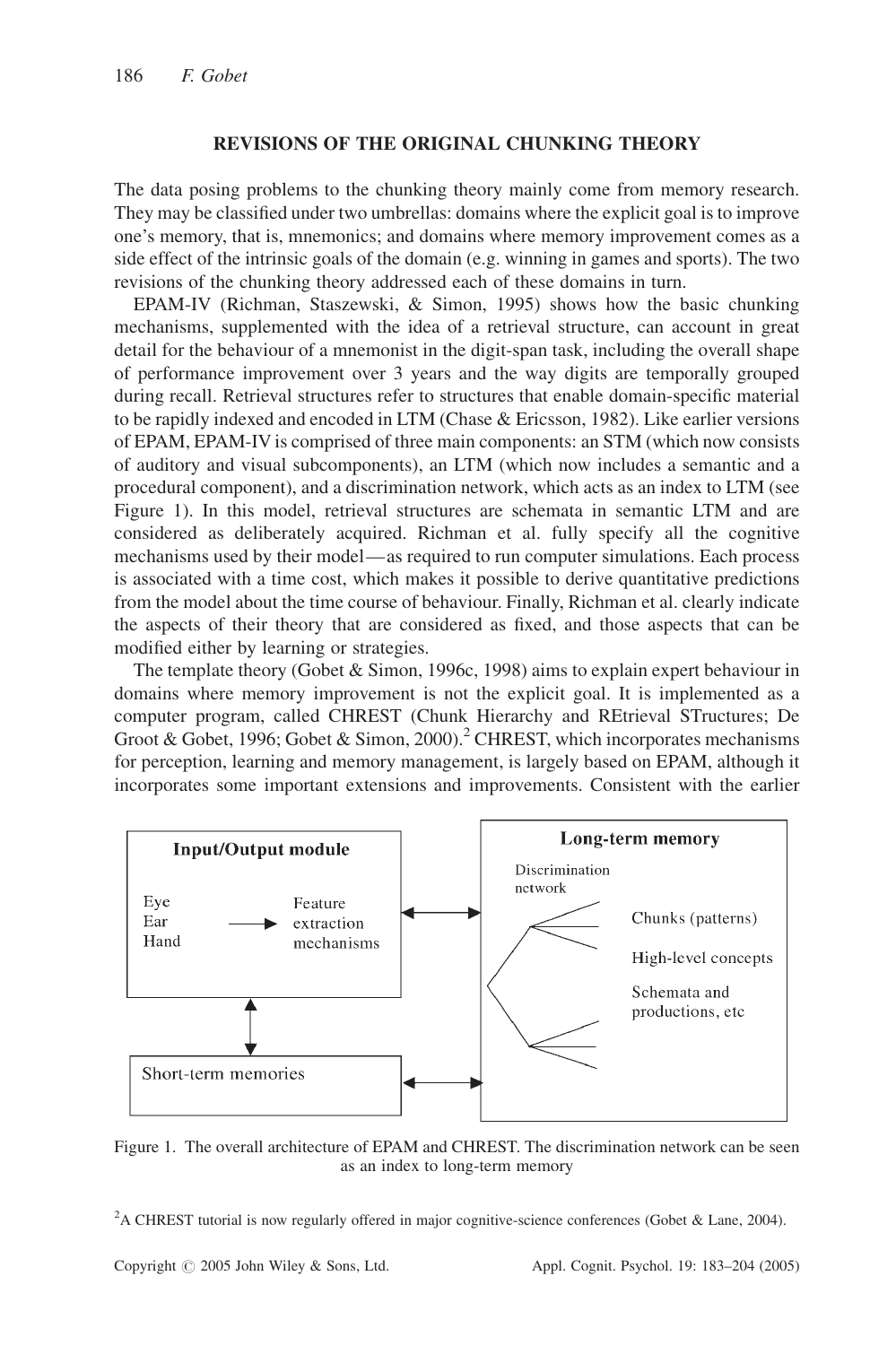## REVISIONS OF THE ORIGINAL CHUNKING THEORY

The data posing problems to the chunking theory mainly come from memory research. They may be classified under two umbrellas: domains where the explicit goal is to improve one's memory, that is, mnemonics; and domains where memory improvement comes as a side effect of the intrinsic goals of the domain (e.g. winning in games and sports). The two revisions of the chunking theory addressed each of these domains in turn.

EPAM-IV (Richman, Staszewski, & Simon, 1995) shows how the basic chunking mechanisms, supplemented with the idea of a retrieval structure, can account in great detail for the behaviour of a mnemonist in the digit-span task, including the overall shape of performance improvement over 3 years and the way digits are temporally grouped during recall. Retrieval structures refer to structures that enable domain-specific material to be rapidly indexed and encoded in LTM (Chase & Ericsson, 1982). Like earlier versions of EPAM, EPAM-IV is comprised of three main components: an STM (which now consists of auditory and visual subcomponents), an LTM (which now includes a semantic and a procedural component), and a discrimination network, which acts as an index to LTM (see Figure 1). In this model, retrieval structures are schemata in semantic LTM and are considered as deliberately acquired. Richman et al. fully specify all the cognitive mechanisms used by their model—as required to run computer simulations. Each process is associated with a time cost, which makes it possible to derive quantitative predictions from the model about the time course of behaviour. Finally, Richman et al. clearly indicate the aspects of their theory that are considered as fixed, and those aspects that can be modified either by learning or strategies.

The template theory (Gobet & Simon, 1996c, 1998) aims to explain expert behaviour in domains where memory improvement is not the explicit goal. It is implemented as a computer program, called CHREST (Chunk Hierarchy and REtrieval STructures; De Groot & Gobet, 1996; Gobet & Simon, 2000).[2] CHREST, which incorporates mechanisms for perception, learning and memory management, is largely based on EPAM, although it incorporates some important extensions and improvements. Consistent with the earlier

**Input/Output module**

Eye
Ear
Hand → Feature extraction mechanisms

**Long-term memory**

Discrimination network

Chunks (patterns)
High-level concepts
Schemata and productions, etc

Short-term memories

Figure 1. The overall architecture of EPAM and CHREST. The discrimination network can be seen as an index to long-term memory

[2]A CHREST tutorial is now regularly offered in major cognitive-science conferences (Gobet & Lane, 2004).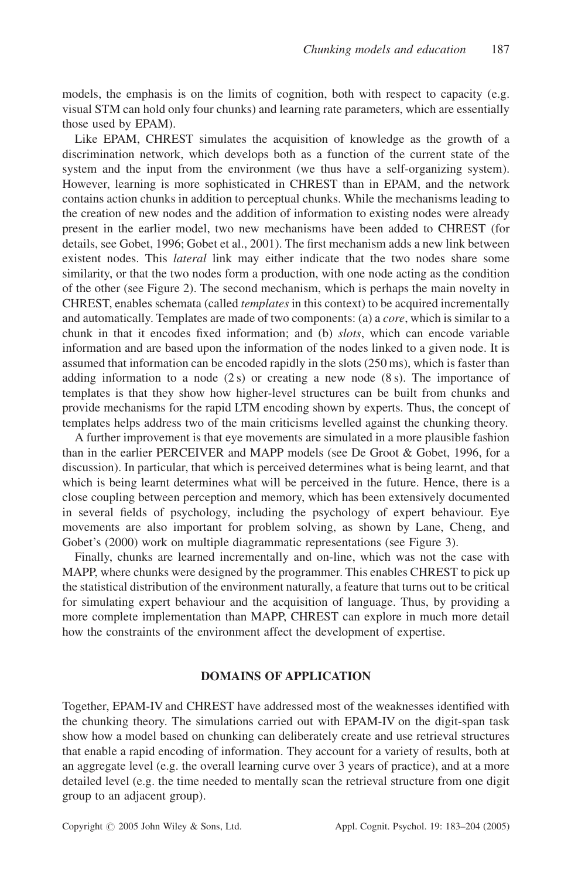models, the emphasis is on the limits of cognition, both with respect to capacity (e.g. visual STM can hold only four chunks) and learning rate parameters, which are essentially those used by EPAM).

Like EPAM, CHREST simulates the acquisition of knowledge as the growth of a discrimination network, which develops both as a function of the current state of the system and the input from the environment (we thus have a self-organizing system). However, learning is more sophisticated in CHREST than in EPAM, and the network contains action chunks in addition to perceptual chunks. While the mechanisms leading to the creation of new nodes and the addition of information to existing nodes were already present in the earlier model, two new mechanisms have been added to CHREST (for details, see Gobet, 1996; Gobet et al., 2001). The first mechanism adds a new link between existent nodes. This *lateral* link may either indicate that the two nodes share some similarity, or that the two nodes form a production, with one node acting as the condition of the other (see Figure 2). The second mechanism, which is perhaps the main novelty in CHREST, enables schemata (called *templates* in this context) to be acquired incrementally and automatically. Templates are made of two components: (a) a *core*, which is similar to a chunk in that it encodes fixed information; and (b) *slots*, which can encode variable information and are based upon the information of the nodes linked to a given node. It is assumed that information can be encoded rapidly in the slots (250 ms), which is faster than adding information to a node (2 s) or creating a new node (8 s). The importance of templates is that they show how higher-level structures can be built from chunks and provide mechanisms for the rapid LTM encoding shown by experts. Thus, the concept of templates helps address two of the main criticisms levelled against the chunking theory.

A further improvement is that eye movements are simulated in a more plausible fashion than in the earlier PERCEIVER and MAPP models (see De Groot & Gobet, 1996, for a discussion). In particular, that which is perceived determines what is being learnt, and that which is being learnt determines what will be perceived in the future. Hence, there is a close coupling between perception and memory, which has been extensively documented in several fields of psychology, including the psychology of expert behaviour. Eye movements are also important for problem solving, as shown by Lane, Cheng, and Gobet's (2000) work on multiple diagrammatic representations (see Figure 3).

Finally, chunks are learned incrementally and on-line, which was not the case with MAPP, where chunks were designed by the programmer. This enables CHREST to pick up the statistical distribution of the environment naturally, a feature that turns out to be critical for simulating expert behaviour and the acquisition of language. Thus, by providing a more complete implementation than MAPP, CHREST can explore in much more detail how the constraints of the environment affect the development of expertise.

## DOMAINS OF APPLICATION

Together, EPAM-IV and CHREST have addressed most of the weaknesses identified with the chunking theory. The simulations carried out with EPAM-IV on the digit-span task show how a model based on chunking can deliberately create and use retrieval structures that enable a rapid encoding of information. They account for a variety of results, both at an aggregate level (e.g. the overall learning curve over 3 years of practice), and at a more detailed level (e.g. the time needed to mentally scan the retrieval structure from one digit group to an adjacent group).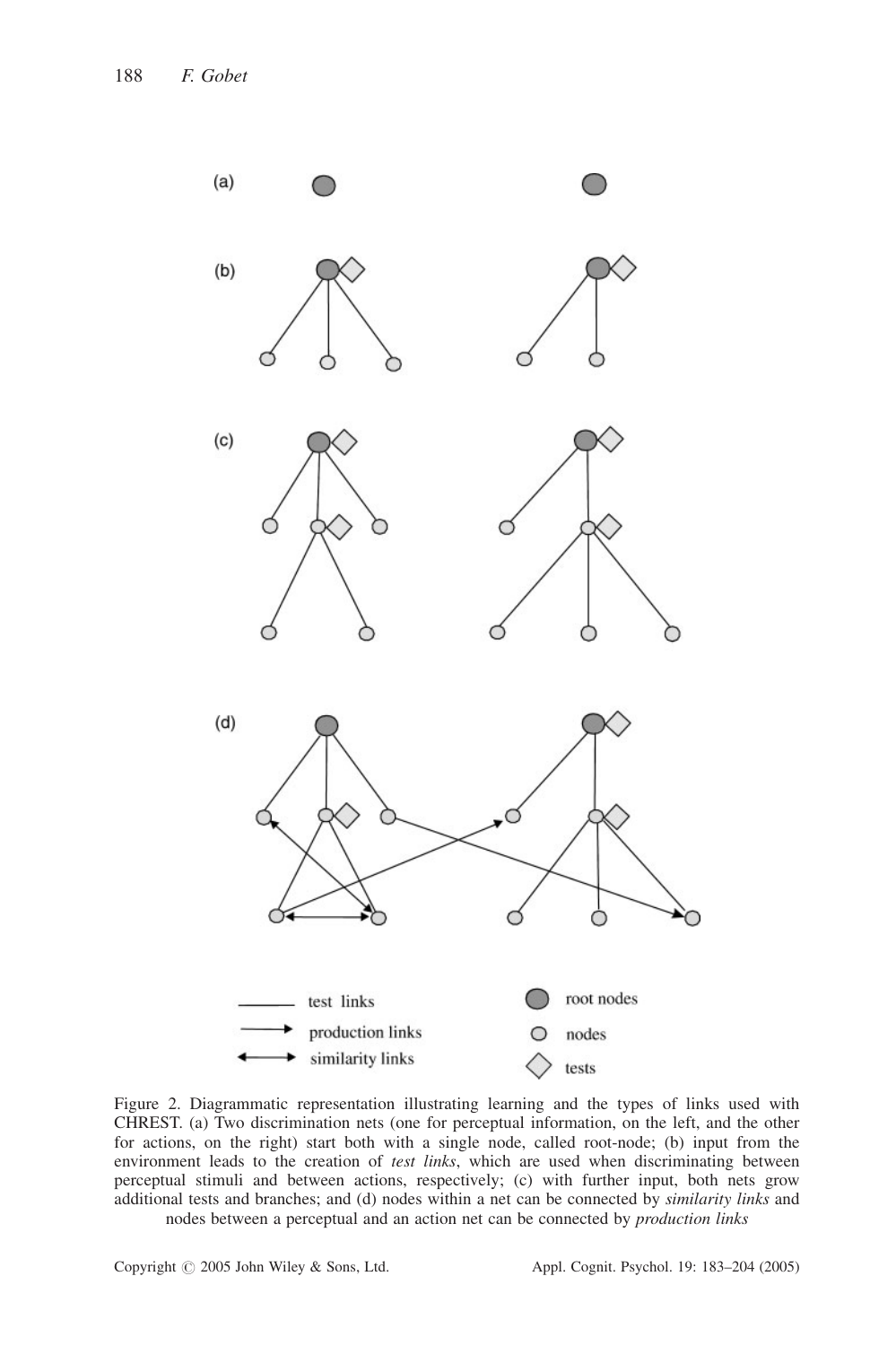Figure 2. Diagrammatic representation illustrating learning and the types of links used with CHREST. (a) Two discrimination nets (one for perceptual information, on the left, and the other for actions, on the right) start both with a single node, called root-node; (b) input from the environment leads to the creation of *test links*, which are used when discriminating between perceptual stimuli and between actions, respectively; (c) with further input, both nets grow additional tests and branches; and (d) nodes within a net can be connected by *similarity links* and nodes between a perceptual and an action net can be connected by *production links*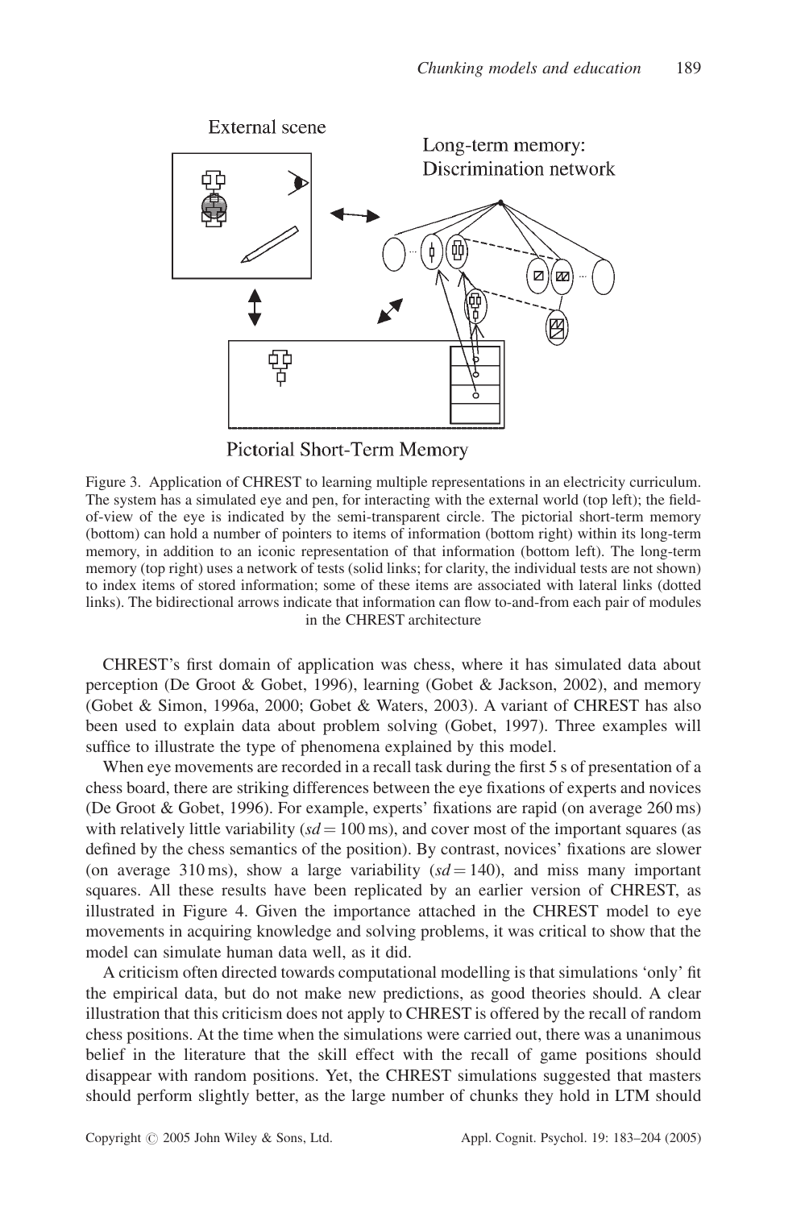Figure 3. Application of CHREST to learning multiple representations in an electricity curriculum. The system has a simulated eye and pen, for interacting with the external world (top left); the field-of-view of the eye is indicated by the semi-transparent circle. The pictorial short-term memory (bottom) can hold a number of pointers to items of information (bottom right) within its long-term memory, in addition to an iconic representation of that information (bottom left). The long-term memory (top right) uses a network of tests (solid links; for clarity, the individual tests are not shown) to index items of stored information; some of these items are associated with lateral links (dotted links). The bidirectional arrows indicate that information can flow to-and-from each pair of modules in the CHREST architecture

CHREST's first domain of application was chess, where it has simulated data about perception (De Groot & Gobet, 1996), learning (Gobet & Jackson, 2002), and memory (Gobet & Simon, 1996a, 2000; Gobet & Waters, 2003). A variant of CHREST has also been used to explain data about problem solving (Gobet, 1997). Three examples will suffice to illustrate the type of phenomena explained by this model.

When eye movements are recorded in a recall task during the first 5 s of presentation of a chess board, there are striking differences between the eye fixations of experts and novices (De Groot & Gobet, 1996). For example, experts' fixations are rapid (on average 260 ms) with relatively little variability ($sd = 100$ ms), and cover most of the important squares (as defined by the chess semantics of the position). By contrast, novices' fixations are slower (on average 310 ms), show a large variability ($sd = 140$), and miss many important squares. All these results have been replicated by an earlier version of CHREST, as illustrated in Figure 4. Given the importance attached in the CHREST model to eye movements in acquiring knowledge and solving problems, it was critical to show that the model can simulate human data well, as it did.

A criticism often directed towards computational modelling is that simulations 'only' fit the empirical data, but do not make new predictions, as good theories should. A clear illustration that this criticism does not apply to CHREST is offered by the recall of random chess positions. At the time when the simulations were carried out, there was a unanimous belief in the literature that the skill effect with the recall of game positions should disappear with random positions. Yet, the CHREST simulations suggested that masters should perform slightly better, as the large number of chunks they hold in LTM should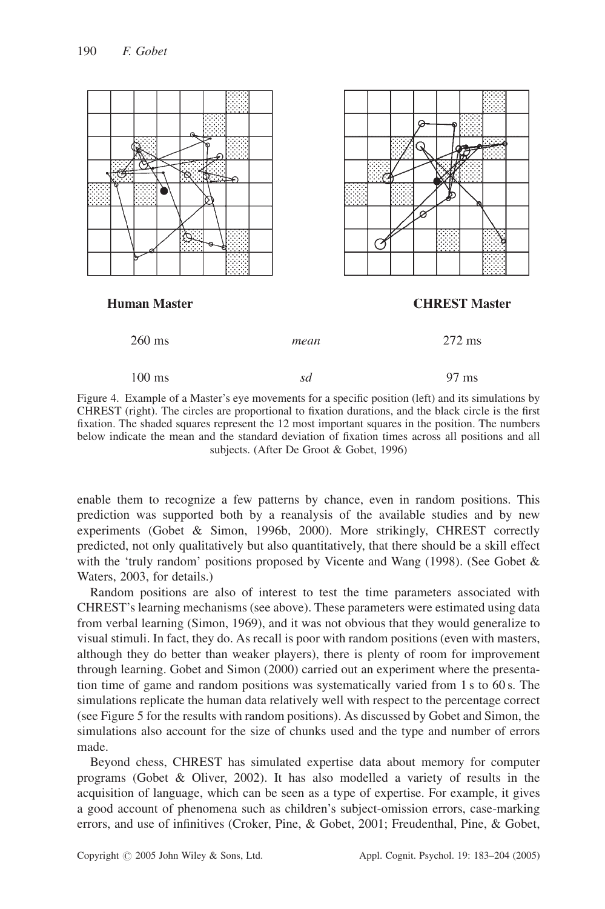**Human Master** | **CHREST Master**

| Human Master | | CHREST Master |
|---|---|---|
| 260 ms | *mean* | 272 ms |
| 100 ms | *sd* | 97 ms |

Figure 4. Example of a Master's eye movements for a specific position (left) and its simulations by CHREST (right). The circles are proportional to fixation durations, and the black circle is the first fixation. The shaded squares represent the 12 most important squares in the position. The numbers below indicate the mean and the standard deviation of fixation times across all positions and all subjects. (After De Groot & Gobet, 1996)

enable them to recognize a few patterns by chance, even in random positions. This prediction was supported both by a reanalysis of the available studies and by new experiments (Gobet & Simon, 1996b, 2000). More strikingly, CHREST correctly predicted, not only qualitatively but also quantitatively, that there should be a skill effect with the 'truly random' positions proposed by Vicente and Wang (1998). (See Gobet & Waters, 2003, for details.)

Random positions are also of interest to test the time parameters associated with CHREST's learning mechanisms (see above). These parameters were estimated using data from verbal learning (Simon, 1969), and it was not obvious that they would generalize to visual stimuli. In fact, they do. As recall is poor with random positions (even with masters, although they do better than weaker players), there is plenty of room for improvement through learning. Gobet and Simon (2000) carried out an experiment where the presentation time of game and random positions was systematically varied from 1 s to 60 s. The simulations replicate the human data relatively well with respect to the percentage correct (see Figure 5 for the results with random positions). As discussed by Gobet and Simon, the simulations also account for the size of chunks used and the type and number of errors made.

Beyond chess, CHREST has simulated expertise data about memory for computer programs (Gobet & Oliver, 2002). It has also modelled a variety of results in the acquisition of language, which can be seen as a type of expertise. For example, it gives a good account of phenomena such as children's subject-omission errors, case-marking errors, and use of infinitives (Croker, Pine, & Gobet, 2001; Freudenthal, Pine, & Gobet,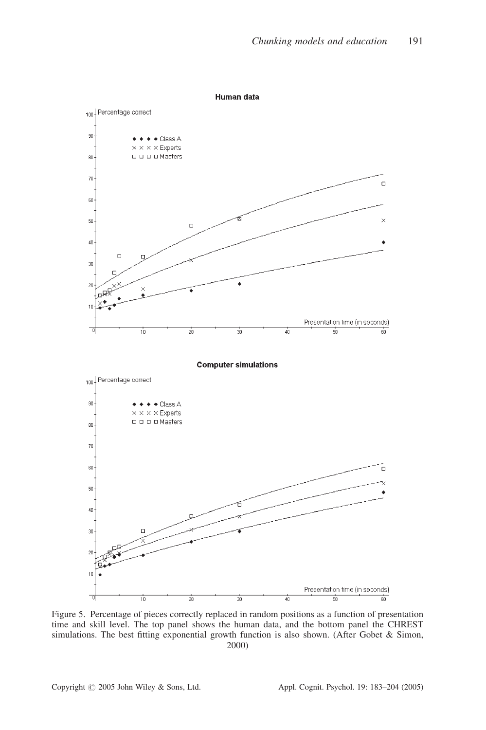Figure 5. Percentage of pieces correctly replaced in random positions as a function of presentation time and skill level. The top panel shows the human data, and the bottom panel the CHREST simulations. The best fitting exponential growth function is also shown. (After Gobet & Simon, 2000)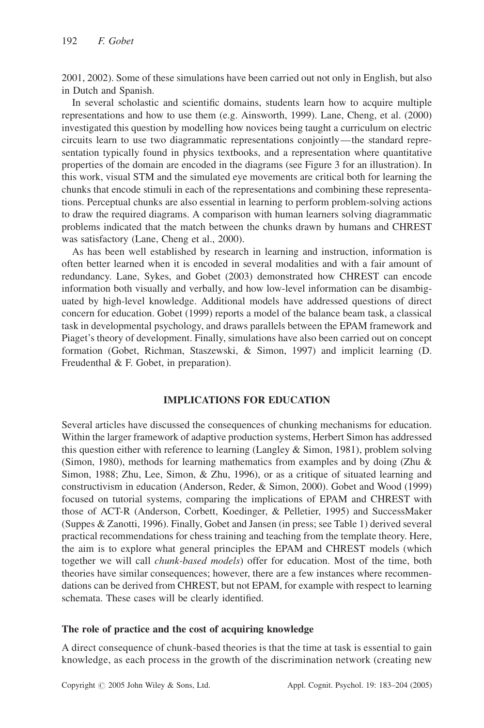2001, 2002). Some of these simulations have been carried out not only in English, but also in Dutch and Spanish.

In several scholastic and scientific domains, students learn how to acquire multiple representations and how to use them (e.g. Ainsworth, 1999). Lane, Cheng, et al. (2000) investigated this question by modelling how novices being taught a curriculum on electric circuits learn to use two diagrammatic representations conjointly—the standard representation typically found in physics textbooks, and a representation where quantitative properties of the domain are encoded in the diagrams (see Figure 3 for an illustration). In this work, visual STM and the simulated eye movements are critical both for learning the chunks that encode stimuli in each of the representations and combining these representations. Perceptual chunks are also essential in learning to perform problem-solving actions to draw the required diagrams. A comparison with human learners solving diagrammatic problems indicated that the match between the chunks drawn by humans and CHREST was satisfactory (Lane, Cheng et al., 2000).

As has been well established by research in learning and instruction, information is often better learned when it is encoded in several modalities and with a fair amount of redundancy. Lane, Sykes, and Gobet (2003) demonstrated how CHREST can encode information both visually and verbally, and how low-level information can be disambiguated by high-level knowledge. Additional models have addressed questions of direct concern for education. Gobet (1999) reports a model of the balance beam task, a classical task in developmental psychology, and draws parallels between the EPAM framework and Piaget's theory of development. Finally, simulations have also been carried out on concept formation (Gobet, Richman, Staszewski, & Simon, 1997) and implicit learning (D. Freudenthal & F. Gobet, in preparation).

## IMPLICATIONS FOR EDUCATION

Several articles have discussed the consequences of chunking mechanisms for education. Within the larger framework of adaptive production systems, Herbert Simon has addressed this question either with reference to learning (Langley & Simon, 1981), problem solving (Simon, 1980), methods for learning mathematics from examples and by doing (Zhu & Simon, 1988; Zhu, Lee, Simon, & Zhu, 1996), or as a critique of situated learning and constructivism in education (Anderson, Reder, & Simon, 2000). Gobet and Wood (1999) focused on tutorial systems, comparing the implications of EPAM and CHREST with those of ACT-R (Anderson, Corbett, Koedinger, & Pelletier, 1995) and SuccessMaker (Suppes & Zanotti, 1996). Finally, Gobet and Jansen (in press; see Table 1) derived several practical recommendations for chess training and teaching from the template theory. Here, the aim is to explore what general principles the EPAM and CHREST models (which together we will call *chunk-based models*) offer for education. Most of the time, both theories have similar consequences; however, there are a few instances where recommendations can be derived from CHREST, but not EPAM, for example with respect to learning schemata. These cases will be clearly identified.

### The role of practice and the cost of acquiring knowledge

A direct consequence of chunk-based theories is that the time at task is essential to gain knowledge, as each process in the growth of the discrimination network (creating new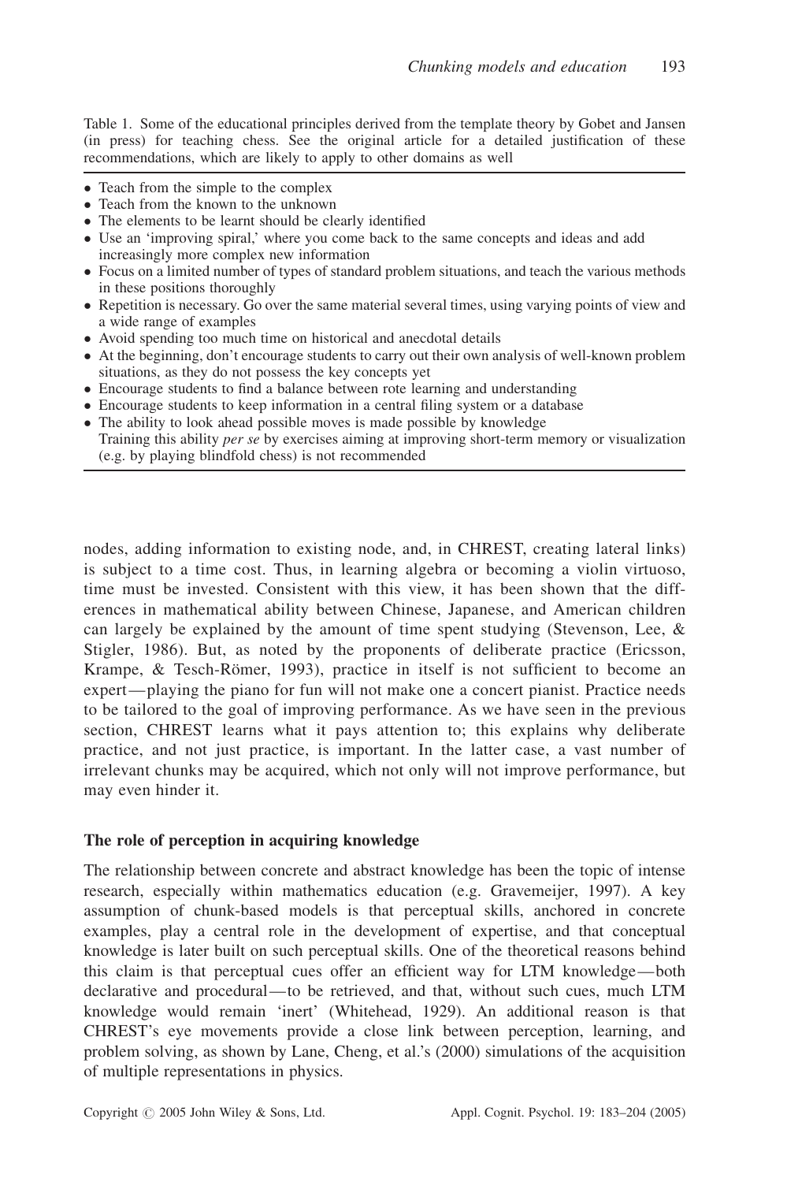Table 1. Some of the educational principles derived from the template theory by Gobet and Jansen (in press) for teaching chess. See the original article for a detailed justification of these recommendations, which are likely to apply to other domains as well

- Teach from the simple to the complex
- Teach from the known to the unknown
- The elements to be learnt should be clearly identified
- Use an 'improving spiral,' where you come back to the same concepts and ideas and add increasingly more complex new information
- Focus on a limited number of types of standard problem situations, and teach the various methods in these positions thoroughly
- Repetition is necessary. Go over the same material several times, using varying points of view and a wide range of examples
- Avoid spending too much time on historical and anecdotal details
- At the beginning, don't encourage students to carry out their own analysis of well-known problem situations, as they do not possess the key concepts yet
- Encourage students to find a balance between rote learning and understanding
- Encourage students to keep information in a central filing system or a database
- The ability to look ahead possible moves is made possible by knowledge
  Training this ability *per se* by exercises aiming at improving short-term memory or visualization (e.g. by playing blindfold chess) is not recommended

nodes, adding information to existing node, and, in CHREST, creating lateral links) is subject to a time cost. Thus, in learning algebra or becoming a violin virtuoso, time must be invested. Consistent with this view, it has been shown that the differences in mathematical ability between Chinese, Japanese, and American children can largely be explained by the amount of time spent studying (Stevenson, Lee, & Stigler, 1986). But, as noted by the proponents of deliberate practice (Ericsson, Krampe, & Tesch-Römer, 1993), practice in itself is not sufficient to become an expert—playing the piano for fun will not make one a concert pianist. Practice needs to be tailored to the goal of improving performance. As we have seen in the previous section, CHREST learns what it pays attention to; this explains why deliberate practice, and not just practice, is important. In the latter case, a vast number of irrelevant chunks may be acquired, which not only will not improve performance, but may even hinder it.

### The role of perception in acquiring knowledge

The relationship between concrete and abstract knowledge has been the topic of intense research, especially within mathematics education (e.g. Gravemeijer, 1997). A key assumption of chunk-based models is that perceptual skills, anchored in concrete examples, play a central role in the development of expertise, and that conceptual knowledge is later built on such perceptual skills. One of the theoretical reasons behind this claim is that perceptual cues offer an efficient way for LTM knowledge—both declarative and procedural—to be retrieved, and that, without such cues, much LTM knowledge would remain 'inert' (Whitehead, 1929). An additional reason is that CHREST's eye movements provide a close link between perception, learning, and problem solving, as shown by Lane, Cheng, et al.'s (2000) simulations of the acquisition of multiple representations in physics.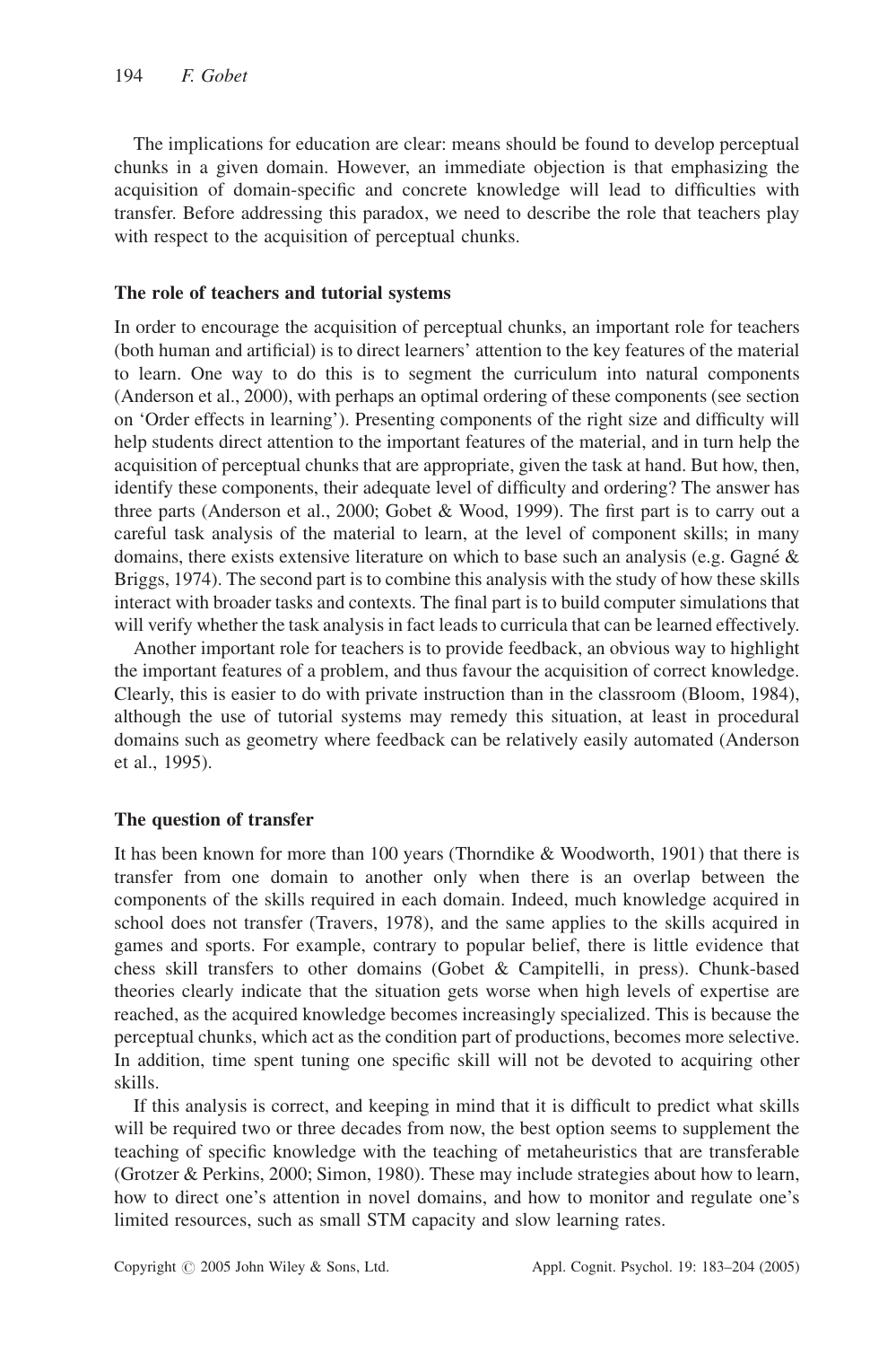The implications for education are clear: means should be found to develop perceptual chunks in a given domain. However, an immediate objection is that emphasizing the acquisition of domain-specific and concrete knowledge will lead to difficulties with transfer. Before addressing this paradox, we need to describe the role that teachers play with respect to the acquisition of perceptual chunks.

## The role of teachers and tutorial systems

In order to encourage the acquisition of perceptual chunks, an important role for teachers (both human and artificial) is to direct learners' attention to the key features of the material to learn. One way to do this is to segment the curriculum into natural components (Anderson et al., 2000), with perhaps an optimal ordering of these components (see section on 'Order effects in learning'). Presenting components of the right size and difficulty will help students direct attention to the important features of the material, and in turn help the acquisition of perceptual chunks that are appropriate, given the task at hand. But how, then, identify these components, their adequate level of difficulty and ordering? The answer has three parts (Anderson et al., 2000; Gobet & Wood, 1999). The first part is to carry out a careful task analysis of the material to learn, at the level of component skills; in many domains, there exists extensive literature on which to base such an analysis (e.g. Gagné & Briggs, 1974). The second part is to combine this analysis with the study of how these skills interact with broader tasks and contexts. The final part is to build computer simulations that will verify whether the task analysis in fact leads to curricula that can be learned effectively.

Another important role for teachers is to provide feedback, an obvious way to highlight the important features of a problem, and thus favour the acquisition of correct knowledge. Clearly, this is easier to do with private instruction than in the classroom (Bloom, 1984), although the use of tutorial systems may remedy this situation, at least in procedural domains such as geometry where feedback can be relatively easily automated (Anderson et al., 1995).

## The question of transfer

It has been known for more than 100 years (Thorndike & Woodworth, 1901) that there is transfer from one domain to another only when there is an overlap between the components of the skills required in each domain. Indeed, much knowledge acquired in school does not transfer (Travers, 1978), and the same applies to the skills acquired in games and sports. For example, contrary to popular belief, there is little evidence that chess skill transfers to other domains (Gobet & Campitelli, in press). Chunk-based theories clearly indicate that the situation gets worse when high levels of expertise are reached, as the acquired knowledge becomes increasingly specialized. This is because the perceptual chunks, which act as the condition part of productions, becomes more selective. In addition, time spent tuning one specific skill will not be devoted to acquiring other skills.

If this analysis is correct, and keeping in mind that it is difficult to predict what skills will be required two or three decades from now, the best option seems to supplement the teaching of specific knowledge with the teaching of metaheuristics that are transferable (Grotzer & Perkins, 2000; Simon, 1980). These may include strategies about how to learn, how to direct one's attention in novel domains, and how to monitor and regulate one's limited resources, such as small STM capacity and slow learning rates.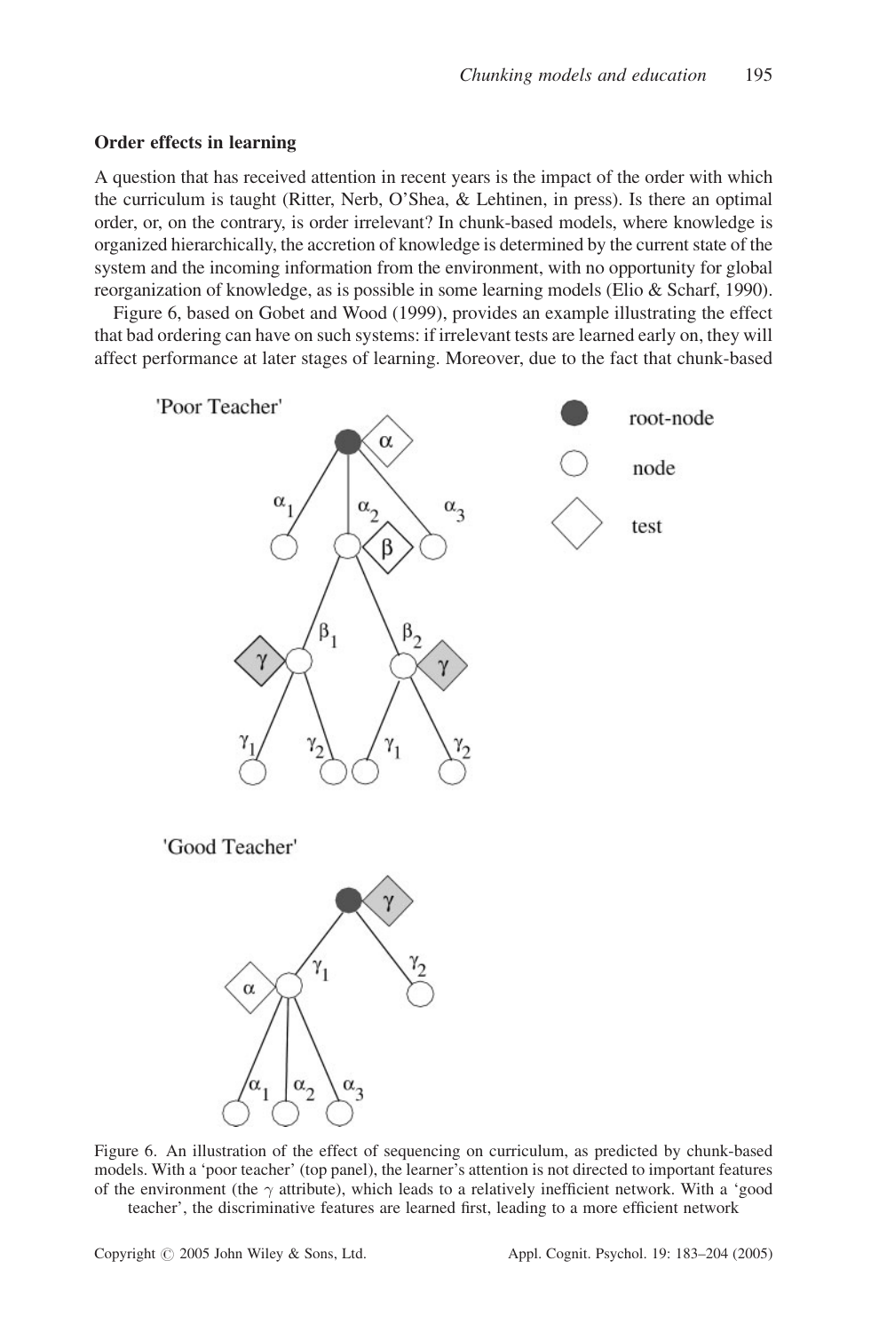### Order effects in learning

A question that has received attention in recent years is the impact of the order with which the curriculum is taught (Ritter, Nerb, O'Shea, & Lehtinen, in press). Is there an optimal order, or, on the contrary, is order irrelevant? In chunk-based models, where knowledge is organized hierarchically, the accretion of knowledge is determined by the current state of the system and the incoming information from the environment, with no opportunity for global reorganization of knowledge, as is possible in some learning models (Elio & Scharf, 1990).

Figure 6, based on Gobet and Wood (1999), provides an example illustrating the effect that bad ordering can have on such systems: if irrelevant tests are learned early on, they will affect performance at later stages of learning. Moreover, due to the fact that chunk-based

Figure 6. An illustration of the effect of sequencing on curriculum, as predicted by chunk-based models. With a 'poor teacher' (top panel), the learner's attention is not directed to important features of the environment (the $\gamma$ attribute), which leads to a relatively inefficient network. With a 'good teacher', the discriminative features are learned first, leading to a more efficient network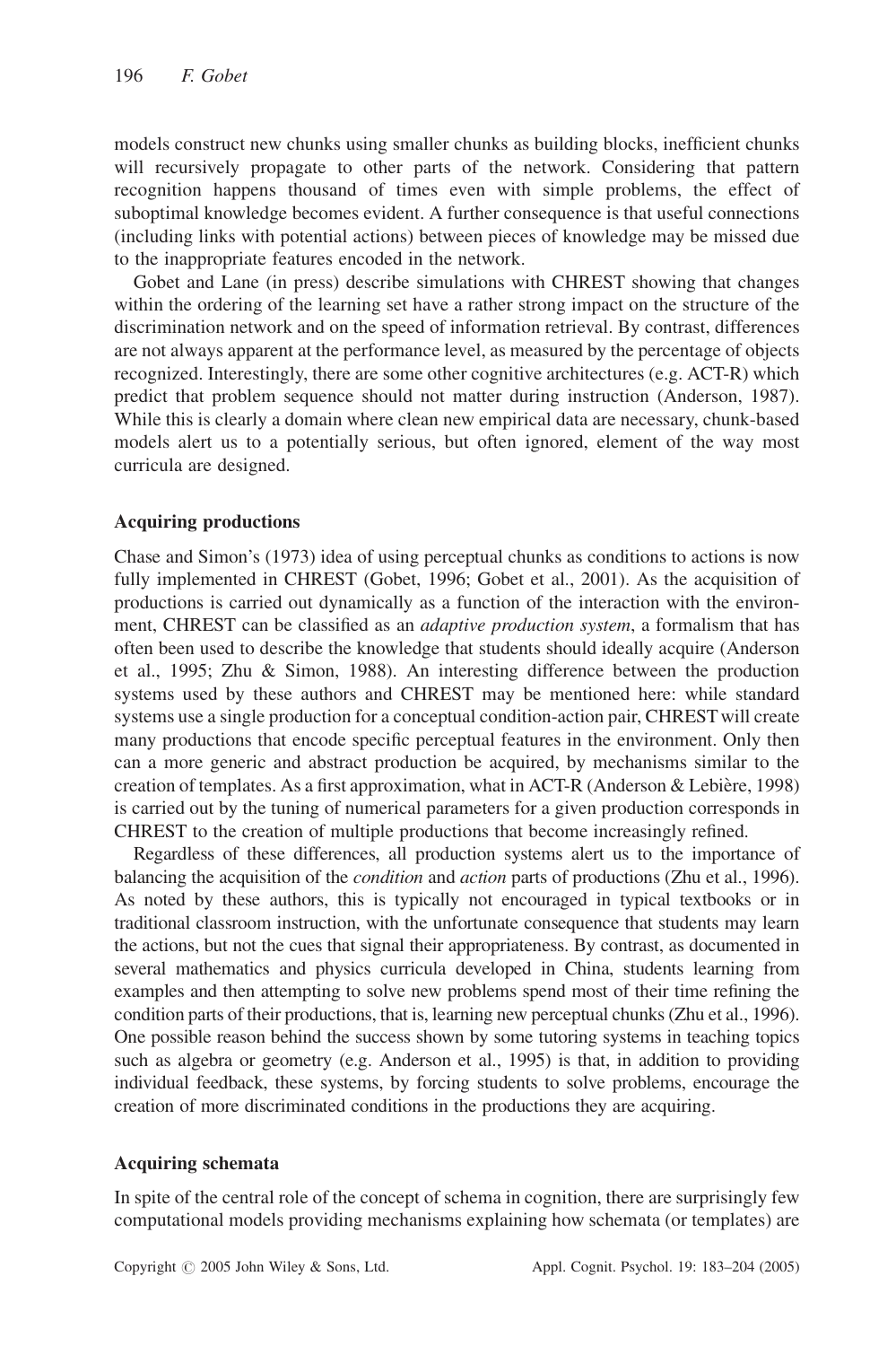models construct new chunks using smaller chunks as building blocks, inefficient chunks will recursively propagate to other parts of the network. Considering that pattern recognition happens thousand of times even with simple problems, the effect of suboptimal knowledge becomes evident. A further consequence is that useful connections (including links with potential actions) between pieces of knowledge may be missed due to the inappropriate features encoded in the network.

Gobet and Lane (in press) describe simulations with CHREST showing that changes within the ordering of the learning set have a rather strong impact on the structure of the discrimination network and on the speed of information retrieval. By contrast, differences are not always apparent at the performance level, as measured by the percentage of objects recognized. Interestingly, there are some other cognitive architectures (e.g. ACT-R) which predict that problem sequence should not matter during instruction (Anderson, 1987). While this is clearly a domain where clean new empirical data are necessary, chunk-based models alert us to a potentially serious, but often ignored, element of the way most curricula are designed.

### Acquiring productions

Chase and Simon's (1973) idea of using perceptual chunks as conditions to actions is now fully implemented in CHREST (Gobet, 1996; Gobet et al., 2001). As the acquisition of productions is carried out dynamically as a function of the interaction with the environment, CHREST can be classified as an *adaptive production system*, a formalism that has often been used to describe the knowledge that students should ideally acquire (Anderson et al., 1995; Zhu & Simon, 1988). An interesting difference between the production systems used by these authors and CHREST may be mentioned here: while standard systems use a single production for a conceptual condition-action pair, CHREST will create many productions that encode specific perceptual features in the environment. Only then can a more generic and abstract production be acquired, by mechanisms similar to the creation of templates. As a first approximation, what in ACT-R (Anderson & Lebière, 1998) is carried out by the tuning of numerical parameters for a given production corresponds in CHREST to the creation of multiple productions that become increasingly refined.

Regardless of these differences, all production systems alert us to the importance of balancing the acquisition of the *condition* and *action* parts of productions (Zhu et al., 1996). As noted by these authors, this is typically not encouraged in typical textbooks or in traditional classroom instruction, with the unfortunate consequence that students may learn the actions, but not the cues that signal their appropriateness. By contrast, as documented in several mathematics and physics curricula developed in China, students learning from examples and then attempting to solve new problems spend most of their time refining the condition parts of their productions, that is, learning new perceptual chunks (Zhu et al., 1996). One possible reason behind the success shown by some tutoring systems in teaching topics such as algebra or geometry (e.g. Anderson et al., 1995) is that, in addition to providing individual feedback, these systems, by forcing students to solve problems, encourage the creation of more discriminated conditions in the productions they are acquiring.

### Acquiring schemata

In spite of the central role of the concept of schema in cognition, there are surprisingly few computational models providing mechanisms explaining how schemata (or templates) are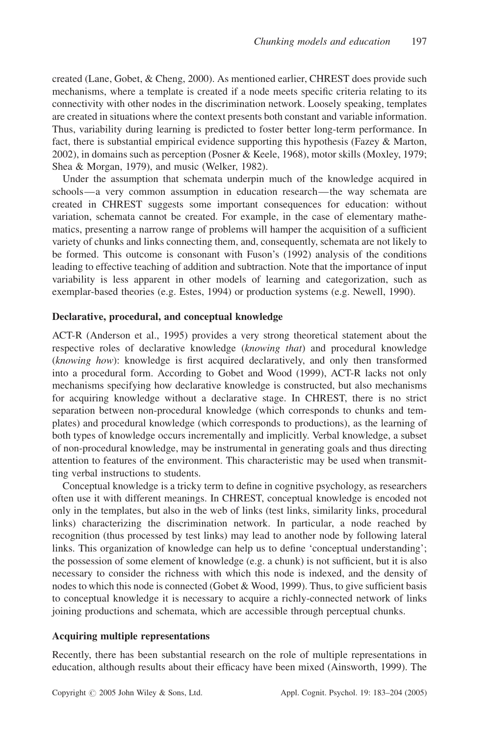created (Lane, Gobet, & Cheng, 2000). As mentioned earlier, CHREST does provide such mechanisms, where a template is created if a node meets specific criteria relating to its connectivity with other nodes in the discrimination network. Loosely speaking, templates are created in situations where the context presents both constant and variable information. Thus, variability during learning is predicted to foster better long-term performance. In fact, there is substantial empirical evidence supporting this hypothesis (Fazey & Marton, 2002), in domains such as perception (Posner & Keele, 1968), motor skills (Moxley, 1979; Shea & Morgan, 1979), and music (Welker, 1982).

Under the assumption that schemata underpin much of the knowledge acquired in schools—a very common assumption in education research—the way schemata are created in CHREST suggests some important consequences for education: without variation, schemata cannot be created. For example, in the case of elementary mathematics, presenting a narrow range of problems will hamper the acquisition of a sufficient variety of chunks and links connecting them, and, consequently, schemata are not likely to be formed. This outcome is consonant with Fuson's (1992) analysis of the conditions leading to effective teaching of addition and subtraction. Note that the importance of input variability is less apparent in other models of learning and categorization, such as exemplar-based theories (e.g. Estes, 1994) or production systems (e.g. Newell, 1990).

### Declarative, procedural, and conceptual knowledge

ACT-R (Anderson et al., 1995) provides a very strong theoretical statement about the respective roles of declarative knowledge (*knowing that*) and procedural knowledge (*knowing how*): knowledge is first acquired declaratively, and only then transformed into a procedural form. According to Gobet and Wood (1999), ACT-R lacks not only mechanisms specifying how declarative knowledge is constructed, but also mechanisms for acquiring knowledge without a declarative stage. In CHREST, there is no strict separation between non-procedural knowledge (which corresponds to chunks and templates) and procedural knowledge (which corresponds to productions), as the learning of both types of knowledge occurs incrementally and implicitly. Verbal knowledge, a subset of non-procedural knowledge, may be instrumental in generating goals and thus directing attention to features of the environment. This characteristic may be used when transmitting verbal instructions to students.

Conceptual knowledge is a tricky term to define in cognitive psychology, as researchers often use it with different meanings. In CHREST, conceptual knowledge is encoded not only in the templates, but also in the web of links (test links, similarity links, procedural links) characterizing the discrimination network. In particular, a node reached by recognition (thus processed by test links) may lead to another node by following lateral links. This organization of knowledge can help us to define 'conceptual understanding'; the possession of some element of knowledge (e.g. a chunk) is not sufficient, but it is also necessary to consider the richness with which this node is indexed, and the density of nodes to which this node is connected (Gobet & Wood, 1999). Thus, to give sufficient basis to conceptual knowledge it is necessary to acquire a richly-connected network of links joining productions and schemata, which are accessible through perceptual chunks.

### Acquiring multiple representations

Recently, there has been substantial research on the role of multiple representations in education, although results about their efficacy have been mixed (Ainsworth, 1999). The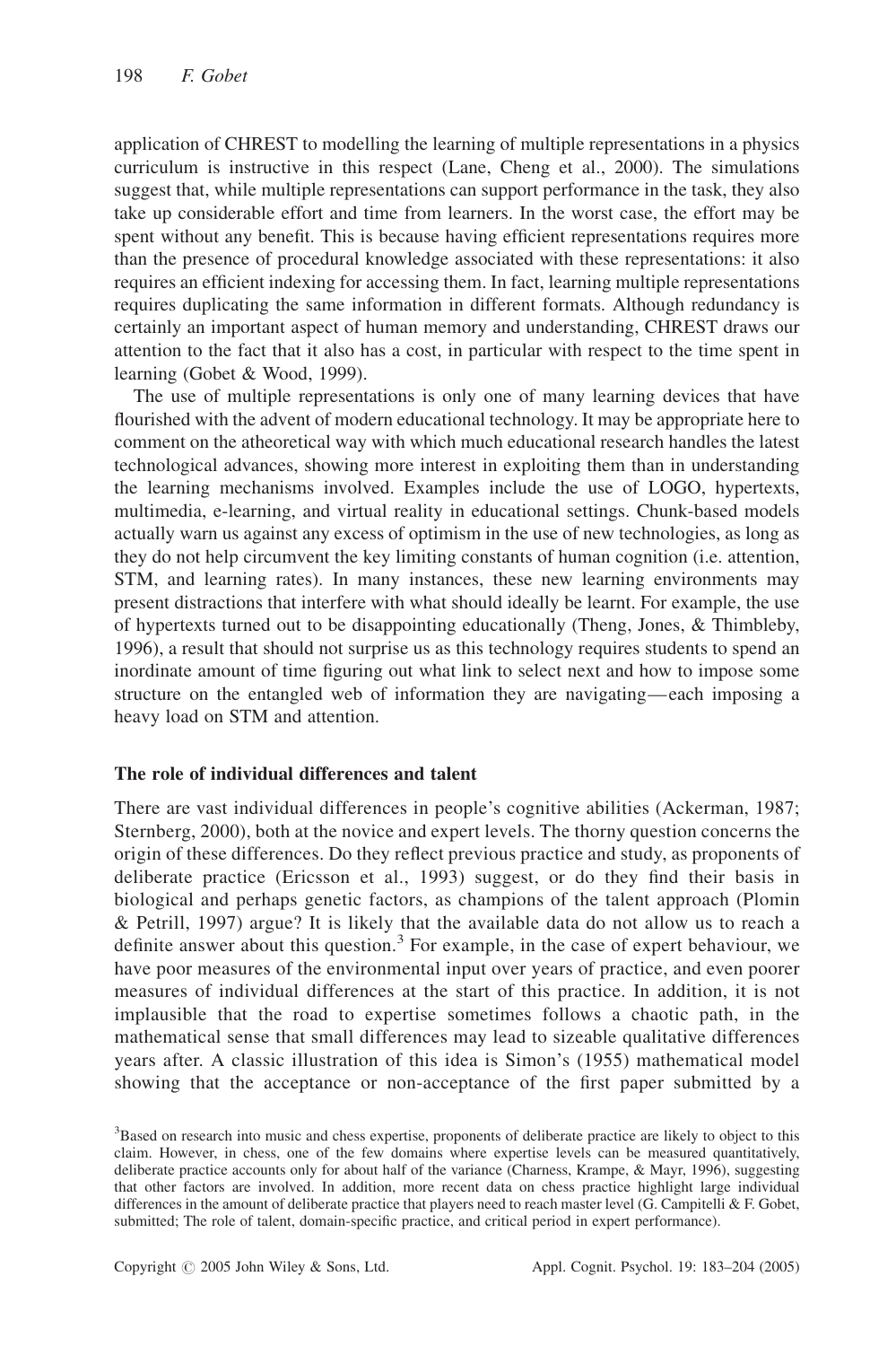application of CHREST to modelling the learning of multiple representations in a physics curriculum is instructive in this respect (Lane, Cheng et al., 2000). The simulations suggest that, while multiple representations can support performance in the task, they also take up considerable effort and time from learners. In the worst case, the effort may be spent without any benefit. This is because having efficient representations requires more than the presence of procedural knowledge associated with these representations: it also requires an efficient indexing for accessing them. In fact, learning multiple representations requires duplicating the same information in different formats. Although redundancy is certainly an important aspect of human memory and understanding, CHREST draws our attention to the fact that it also has a cost, in particular with respect to the time spent in learning (Gobet & Wood, 1999).

The use of multiple representations is only one of many learning devices that have flourished with the advent of modern educational technology. It may be appropriate here to comment on the atheoretical way with which much educational research handles the latest technological advances, showing more interest in exploiting them than in understanding the learning mechanisms involved. Examples include the use of LOGO, hypertexts, multimedia, e-learning, and virtual reality in educational settings. Chunk-based models actually warn us against any excess of optimism in the use of new technologies, as long as they do not help circumvent the key limiting constants of human cognition (i.e. attention, STM, and learning rates). In many instances, these new learning environments may present distractions that interfere with what should ideally be learnt. For example, the use of hypertexts turned out to be disappointing educationally (Theng, Jones, & Thimbleby, 1996), a result that should not surprise us as this technology requires students to spend an inordinate amount of time figuring out what link to select next and how to impose some structure on the entangled web of information they are navigating—each imposing a heavy load on STM and attention.

## The role of individual differences and talent

There are vast individual differences in people's cognitive abilities (Ackerman, 1987; Sternberg, 2000), both at the novice and expert levels. The thorny question concerns the origin of these differences. Do they reflect previous practice and study, as proponents of deliberate practice (Ericsson et al., 1993) suggest, or do they find their basis in biological and perhaps genetic factors, as champions of the talent approach (Plomin & Petrill, 1997) argue? It is likely that the available data do not allow us to reach a definite answer about this question.[3] For example, in the case of expert behaviour, we have poor measures of the environmental input over years of practice, and even poorer measures of individual differences at the start of this practice. In addition, it is not implausible that the road to expertise sometimes follows a chaotic path, in the mathematical sense that small differences may lead to sizeable qualitative differences years after. A classic illustration of this idea is Simon's (1955) mathematical model showing that the acceptance or non-acceptance of the first paper submitted by a

[3]Based on research into music and chess expertise, proponents of deliberate practice are likely to object to this claim. However, in chess, one of the few domains where expertise levels can be measured quantitatively, deliberate practice accounts only for about half of the variance (Charness, Krampe, & Mayr, 1996), suggesting that other factors are involved. In addition, more recent data on chess practice highlight large individual differences in the amount of deliberate practice that players need to reach master level (G. Campitelli & F. Gobet, submitted; The role of talent, domain-specific practice, and critical period in expert performance).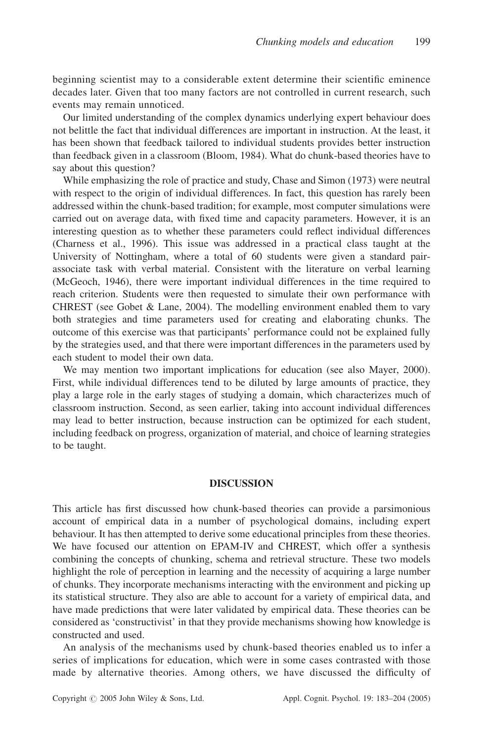beginning scientist may to a considerable extent determine their scientific eminence decades later. Given that too many factors are not controlled in current research, such events may remain unnoticed.

Our limited understanding of the complex dynamics underlying expert behaviour does not belittle the fact that individual differences are important in instruction. At the least, it has been shown that feedback tailored to individual students provides better instruction than feedback given in a classroom (Bloom, 1984). What do chunk-based theories have to say about this question?

While emphasizing the role of practice and study, Chase and Simon (1973) were neutral with respect to the origin of individual differences. In fact, this question has rarely been addressed within the chunk-based tradition; for example, most computer simulations were carried out on average data, with fixed time and capacity parameters. However, it is an interesting question as to whether these parameters could reflect individual differences (Charness et al., 1996). This issue was addressed in a practical class taught at the University of Nottingham, where a total of 60 students were given a standard pair-associate task with verbal material. Consistent with the literature on verbal learning (McGeoch, 1946), there were important individual differences in the time required to reach criterion. Students were then requested to simulate their own performance with CHREST (see Gobet & Lane, 2004). The modelling environment enabled them to vary both strategies and time parameters used for creating and elaborating chunks. The outcome of this exercise was that participants' performance could not be explained fully by the strategies used, and that there were important differences in the parameters used by each student to model their own data.

We may mention two important implications for education (see also Mayer, 2000). First, while individual differences tend to be diluted by large amounts of practice, they play a large role in the early stages of studying a domain, which characterizes much of classroom instruction. Second, as seen earlier, taking into account individual differences may lead to better instruction, because instruction can be optimized for each student, including feedback on progress, organization of material, and choice of learning strategies to be taught.

## DISCUSSION

This article has first discussed how chunk-based theories can provide a parsimonious account of empirical data in a number of psychological domains, including expert behaviour. It has then attempted to derive some educational principles from these theories. We have focused our attention on EPAM-IV and CHREST, which offer a synthesis combining the concepts of chunking, schema and retrieval structure. These two models highlight the role of perception in learning and the necessity of acquiring a large number of chunks. They incorporate mechanisms interacting with the environment and picking up its statistical structure. They also are able to account for a variety of empirical data, and have made predictions that were later validated by empirical data. These theories can be considered as 'constructivist' in that they provide mechanisms showing how knowledge is constructed and used.

An analysis of the mechanisms used by chunk-based theories enabled us to infer a series of implications for education, which were in some cases contrasted with those made by alternative theories. Among others, we have discussed the difficulty of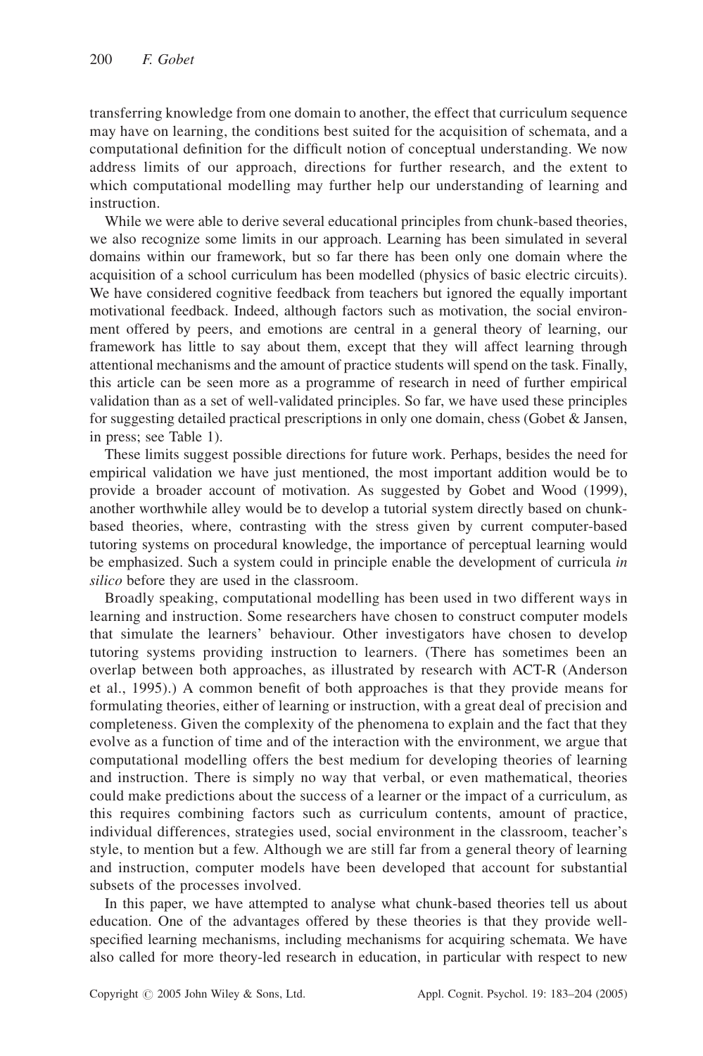transferring knowledge from one domain to another, the effect that curriculum sequence may have on learning, the conditions best suited for the acquisition of schemata, and a computational definition for the difficult notion of conceptual understanding. We now address limits of our approach, directions for further research, and the extent to which computational modelling may further help our understanding of learning and instruction.

While we were able to derive several educational principles from chunk-based theories, we also recognize some limits in our approach. Learning has been simulated in several domains within our framework, but so far there has been only one domain where the acquisition of a school curriculum has been modelled (physics of basic electric circuits). We have considered cognitive feedback from teachers but ignored the equally important motivational feedback. Indeed, although factors such as motivation, the social environment offered by peers, and emotions are central in a general theory of learning, our framework has little to say about them, except that they will affect learning through attentional mechanisms and the amount of practice students will spend on the task. Finally, this article can be seen more as a programme of research in need of further empirical validation than as a set of well-validated principles. So far, we have used these principles for suggesting detailed practical prescriptions in only one domain, chess (Gobet & Jansen, in press; see Table 1).

These limits suggest possible directions for future work. Perhaps, besides the need for empirical validation we have just mentioned, the most important addition would be to provide a broader account of motivation. As suggested by Gobet and Wood (1999), another worthwhile alley would be to develop a tutorial system directly based on chunk-based theories, where, contrasting with the stress given by current computer-based tutoring systems on procedural knowledge, the importance of perceptual learning would be emphasized. Such a system could in principle enable the development of curricula *in silico* before they are used in the classroom.

Broadly speaking, computational modelling has been used in two different ways in learning and instruction. Some researchers have chosen to construct computer models that simulate the learners' behaviour. Other investigators have chosen to develop tutoring systems providing instruction to learners. (There has sometimes been an overlap between both approaches, as illustrated by research with ACT-R (Anderson et al., 1995).) A common benefit of both approaches is that they provide means for formulating theories, either of learning or instruction, with a great deal of precision and completeness. Given the complexity of the phenomena to explain and the fact that they evolve as a function of time and of the interaction with the environment, we argue that computational modelling offers the best medium for developing theories of learning and instruction. There is simply no way that verbal, or even mathematical, theories could make predictions about the success of a learner or the impact of a curriculum, as this requires combining factors such as curriculum contents, amount of practice, individual differences, strategies used, social environment in the classroom, teacher's style, to mention but a few. Although we are still far from a general theory of learning and instruction, computer models have been developed that account for substantial subsets of the processes involved.

In this paper, we have attempted to analyse what chunk-based theories tell us about education. One of the advantages offered by these theories is that they provide well-specified learning mechanisms, including mechanisms for acquiring schemata. We have also called for more theory-led research in education, in particular with respect to new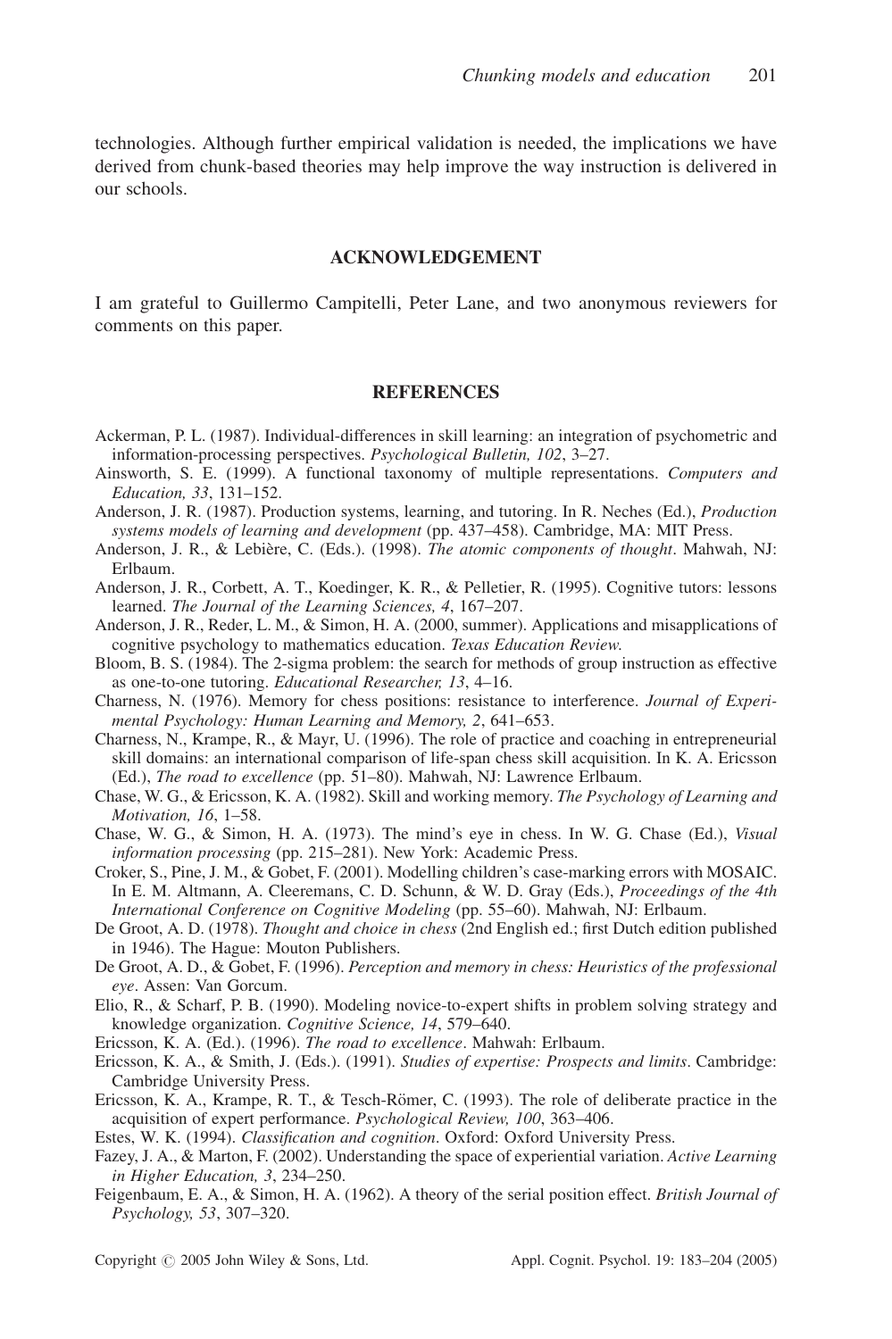technologies. Although further empirical validation is needed, the implications we have derived from chunk-based theories may help improve the way instruction is delivered in our schools.

## ACKNOWLEDGEMENT

I am grateful to Guillermo Campitelli, Peter Lane, and two anonymous reviewers for comments on this paper.

## REFERENCES

Ackerman, P. L. (1987). Individual-differences in skill learning: an integration of psychometric and information-processing perspectives. *Psychological Bulletin, 102*, 3–27.

Ainsworth, S. E. (1999). A functional taxonomy of multiple representations. *Computers and Education, 33*, 131–152.

Anderson, J. R. (1987). Production systems, learning, and tutoring. In R. Neches (Ed.), *Production systems models of learning and development* (pp. 437–458). Cambridge, MA: MIT Press.

Anderson, J. R., & Lebière, C. (Eds.). (1998). *The atomic components of thought*. Mahwah, NJ: Erlbaum.

Anderson, J. R., Corbett, A. T., Koedinger, K. R., & Pelletier, R. (1995). Cognitive tutors: lessons learned. *The Journal of the Learning Sciences, 4*, 167–207.

Anderson, J. R., Reder, L. M., & Simon, H. A. (2000, summer). Applications and misapplications of cognitive psychology to mathematics education. *Texas Education Review*.

Bloom, B. S. (1984). The 2-sigma problem: the search for methods of group instruction as effective as one-to-one tutoring. *Educational Researcher, 13*, 4–16.

Charness, N. (1976). Memory for chess positions: resistance to interference. *Journal of Experimental Psychology: Human Learning and Memory, 2*, 641–653.

Charness, N., Krampe, R., & Mayr, U. (1996). The role of practice and coaching in entrepreneurial skill domains: an international comparison of life-span chess skill acquisition. In K. A. Ericsson (Ed.), *The road to excellence* (pp. 51–80). Mahwah, NJ: Lawrence Erlbaum.

Chase, W. G., & Ericsson, K. A. (1982). Skill and working memory. *The Psychology of Learning and Motivation, 16*, 1–58.

Chase, W. G., & Simon, H. A. (1973). The mind's eye in chess. In W. G. Chase (Ed.), *Visual information processing* (pp. 215–281). New York: Academic Press.

Croker, S., Pine, J. M., & Gobet, F. (2001). Modelling children's case-marking errors with MOSAIC. In E. M. Altmann, A. Cleeremans, C. D. Schunn, & W. D. Gray (Eds.), *Proceedings of the 4th International Conference on Cognitive Modeling* (pp. 55–60). Mahwah, NJ: Erlbaum.

De Groot, A. D. (1978). *Thought and choice in chess* (2nd English ed.; first Dutch edition published in 1946). The Hague: Mouton Publishers.

De Groot, A. D., & Gobet, F. (1996). *Perception and memory in chess: Heuristics of the professional eye*. Assen: Van Gorcum.

Elio, R., & Scharf, P. B. (1990). Modeling novice-to-expert shifts in problem solving strategy and knowledge organization. *Cognitive Science, 14*, 579–640.

Ericsson, K. A. (Ed.). (1996). *The road to excellence*. Mahwah: Erlbaum.

Ericsson, K. A., & Smith, J. (Eds.). (1991). *Studies of expertise: Prospects and limits*. Cambridge: Cambridge University Press.

Ericsson, K. A., Krampe, R. T., & Tesch-Römer, C. (1993). The role of deliberate practice in the acquisition of expert performance. *Psychological Review, 100*, 363–406.

Estes, W. K. (1994). *Classification and cognition*. Oxford: Oxford University Press.

Fazey, J. A., & Marton, F. (2002). Understanding the space of experiential variation. *Active Learning in Higher Education, 3*, 234–250.

Feigenbaum, E. A., & Simon, H. A. (1962). A theory of the serial position effect. *British Journal of Psychology, 53*, 307–320.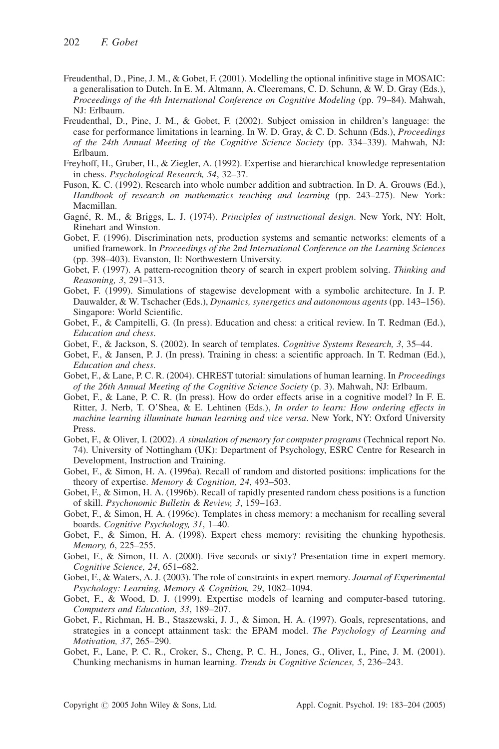Freudenthal, D., Pine, J. M., & Gobet, F. (2001). Modelling the optional infinitive stage in MOSAIC: a generalisation to Dutch. In E. M. Altmann, A. Cleeremans, C. D. Schunn, & W. D. Gray (Eds.), *Proceedings of the 4th International Conference on Cognitive Modeling* (pp. 79–84). Mahwah, NJ: Erlbaum.

Freudenthal, D., Pine, J. M., & Gobet, F. (2002). Subject omission in children's language: the case for performance limitations in learning. In W. D. Gray, & C. D. Schunn (Eds.), *Proceedings of the 24th Annual Meeting of the Cognitive Science Society* (pp. 334–339). Mahwah, NJ: Erlbaum.

Freyhoff, H., Gruber, H., & Ziegler, A. (1992). Expertise and hierarchical knowledge representation in chess. *Psychological Research, 54*, 32–37.

Fuson, K. C. (1992). Research into whole number addition and subtraction. In D. A. Grouws (Ed.), *Handbook of research on mathematics teaching and learning* (pp. 243–275). New York: Macmillan.

Gagné, R. M., & Briggs, L. J. (1974). *Principles of instructional design*. New York, NY: Holt, Rinehart and Winston.

Gobet, F. (1996). Discrimination nets, production systems and semantic networks: elements of a unified framework. In *Proceedings of the 2nd International Conference on the Learning Sciences* (pp. 398–403). Evanston, Il: Northwestern University.

Gobet, F. (1997). A pattern-recognition theory of search in expert problem solving. *Thinking and Reasoning, 3*, 291–313.

Gobet, F. (1999). Simulations of stagewise development with a symbolic architecture. In J. P. Dauwalder, & W. Tschacher (Eds.), *Dynamics, synergetics and autonomous agents* (pp. 143–156). Singapore: World Scientific.

Gobet, F., & Campitelli, G. (In press). Education and chess: a critical review. In T. Redman (Ed.), *Education and chess*.

Gobet, F., & Jackson, S. (2002). In search of templates. *Cognitive Systems Research, 3*, 35–44.

Gobet, F., & Jansen, P. J. (In press). Training in chess: a scientific approach. In T. Redman (Ed.), *Education and chess*.

Gobet, F., & Lane, P. C. R. (2004). CHREST tutorial: simulations of human learning. In *Proceedings of the 26th Annual Meeting of the Cognitive Science Society* (p. 3). Mahwah, NJ: Erlbaum.

Gobet, F., & Lane, P. C. R. (In press). How do order effects arise in a cognitive model? In F. E. Ritter, J. Nerb, T. O'Shea, & E. Lehtinen (Eds.), *In order to learn: How ordering effects in machine learning illuminate human learning and vice versa*. New York, NY: Oxford University Press.

Gobet, F., & Oliver, I. (2002). *A simulation of memory for computer programs* (Technical report No. 74). University of Nottingham (UK): Department of Psychology, ESRC Centre for Research in Development, Instruction and Training.

Gobet, F., & Simon, H. A. (1996a). Recall of random and distorted positions: implications for the theory of expertise. *Memory & Cognition, 24*, 493–503.

Gobet, F., & Simon, H. A. (1996b). Recall of rapidly presented random chess positions is a function of skill. *Psychonomic Bulletin & Review, 3*, 159–163.

Gobet, F., & Simon, H. A. (1996c). Templates in chess memory: a mechanism for recalling several boards. *Cognitive Psychology, 31*, 1–40.

Gobet, F., & Simon, H. A. (1998). Expert chess memory: revisiting the chunking hypothesis. *Memory, 6*, 225–255.

Gobet, F., & Simon, H. A. (2000). Five seconds or sixty? Presentation time in expert memory. *Cognitive Science, 24*, 651–682.

Gobet, F., & Waters, A. J. (2003). The role of constraints in expert memory. *Journal of Experimental Psychology: Learning, Memory & Cognition, 29*, 1082–1094.

Gobet, F., & Wood, D. J. (1999). Expertise models of learning and computer-based tutoring. *Computers and Education, 33*, 189–207.

Gobet, F., Richman, H. B., Staszewski, J. J., & Simon, H. A. (1997). Goals, representations, and strategies in a concept attainment task: the EPAM model. *The Psychology of Learning and Motivation, 37*, 265–290.

Gobet, F., Lane, P. C. R., Croker, S., Cheng, P. C. H., Jones, G., Oliver, I., Pine, J. M. (2001). Chunking mechanisms in human learning. *Trends in Cognitive Sciences, 5*, 236–243.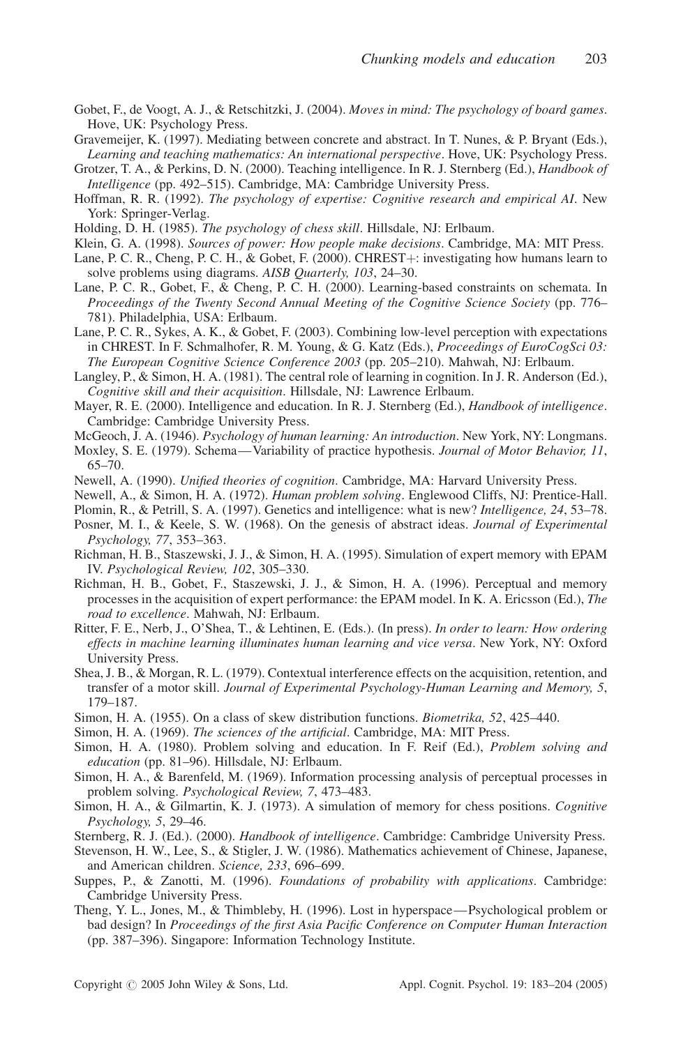Gobet, F., de Voogt, A. J., & Retschitzki, J. (2004). *Moves in mind: The psychology of board games*. Hove, UK: Psychology Press.

Gravemeijer, K. (1997). Mediating between concrete and abstract. In T. Nunes, & P. Bryant (Eds.), *Learning and teaching mathematics: An international perspective*. Hove, UK: Psychology Press.

Grotzer, T. A., & Perkins, D. N. (2000). Teaching intelligence. In R. J. Sternberg (Ed.), *Handbook of Intelligence* (pp. 492–515). Cambridge, MA: Cambridge University Press.

Hoffman, R. R. (1992). *The psychology of expertise: Cognitive research and empirical AI*. New York: Springer-Verlag.

Holding, D. H. (1985). *The psychology of chess skill*. Hillsdale, NJ: Erlbaum.

Klein, G. A. (1998). *Sources of power: How people make decisions*. Cambridge, MA: MIT Press.

Lane, P. C. R., Cheng, P. C. H., & Gobet, F. (2000). CHREST+: investigating how humans learn to solve problems using diagrams. *AISB Quarterly, 103*, 24–30.

Lane, P. C. R., Gobet, F., & Cheng, P. C. H. (2000). Learning-based constraints on schemata. In *Proceedings of the Twenty Second Annual Meeting of the Cognitive Science Society* (pp. 776–781). Philadelphia, USA: Erlbaum.

Lane, P. C. R., Sykes, A. K., & Gobet, F. (2003). Combining low-level perception with expectations in CHREST. In F. Schmalhofer, R. M. Young, & G. Katz (Eds.), *Proceedings of EuroCogSci 03: The European Cognitive Science Conference 2003* (pp. 205–210). Mahwah, NJ: Erlbaum.

Langley, P., & Simon, H. A. (1981). The central role of learning in cognition. In J. R. Anderson (Ed.), *Cognitive skill and their acquisition*. Hillsdale, NJ: Lawrence Erlbaum.

Mayer, R. E. (2000). Intelligence and education. In R. J. Sternberg (Ed.), *Handbook of intelligence*. Cambridge: Cambridge University Press.

McGeoch, J. A. (1946). *Psychology of human learning: An introduction*. New York, NY: Longmans.

Moxley, S. E. (1979). Schema—Variability of practice hypothesis. *Journal of Motor Behavior, 11*, 65–70.

Newell, A. (1990). *Unified theories of cognition*. Cambridge, MA: Harvard University Press.

Newell, A., & Simon, H. A. (1972). *Human problem solving*. Englewood Cliffs, NJ: Prentice-Hall.

Plomin, R., & Petrill, S. A. (1997). Genetics and intelligence: what is new? *Intelligence, 24*, 53–78.

Posner, M. I., & Keele, S. W. (1968). On the genesis of abstract ideas. *Journal of Experimental Psychology, 77*, 353–363.

Richman, H. B., Staszewski, J. J., & Simon, H. A. (1995). Simulation of expert memory with EPAM IV. *Psychological Review, 102*, 305–330.

Richman, H. B., Gobet, F., Staszewski, J. J., & Simon, H. A. (1996). Perceptual and memory processes in the acquisition of expert performance: the EPAM model. In K. A. Ericsson (Ed.), *The road to excellence*. Mahwah, NJ: Erlbaum.

Ritter, F. E., Nerb, J., O'Shea, T., & Lehtinen, E. (Eds.). (In press). *In order to learn: How ordering effects in machine learning illuminates human learning and vice versa*. New York, NY: Oxford University Press.

Shea, J. B., & Morgan, R. L. (1979). Contextual interference effects on the acquisition, retention, and transfer of a motor skill. *Journal of Experimental Psychology-Human Learning and Memory, 5*, 179–187.

Simon, H. A. (1955). On a class of skew distribution functions. *Biometrika, 52*, 425–440.

Simon, H. A. (1969). *The sciences of the artificial*. Cambridge, MA: MIT Press.

Simon, H. A. (1980). Problem solving and education. In F. Reif (Ed.), *Problem solving and education* (pp. 81–96). Hillsdale, NJ: Erlbaum.

Simon, H. A., & Barenfeld, M. (1969). Information processing analysis of perceptual processes in problem solving. *Psychological Review, 7*, 473–483.

Simon, H. A., & Gilmartin, K. J. (1973). A simulation of memory for chess positions. *Cognitive Psychology, 5*, 29–46.

Sternberg, R. J. (Ed.). (2000). *Handbook of intelligence*. Cambridge: Cambridge University Press.

Stevenson, H. W., Lee, S., & Stigler, J. W. (1986). Mathematics achievement of Chinese, Japanese, and American children. *Science, 233*, 696–699.

Suppes, P., & Zanotti, M. (1996). *Foundations of probability with applications*. Cambridge: Cambridge University Press.

Theng, Y. L., Jones, M., & Thimbleby, H. (1996). Lost in hyperspace—Psychological problem or bad design? In *Proceedings of the first Asia Pacific Conference on Computer Human Interaction* (pp. 387–396). Singapore: Information Technology Institute.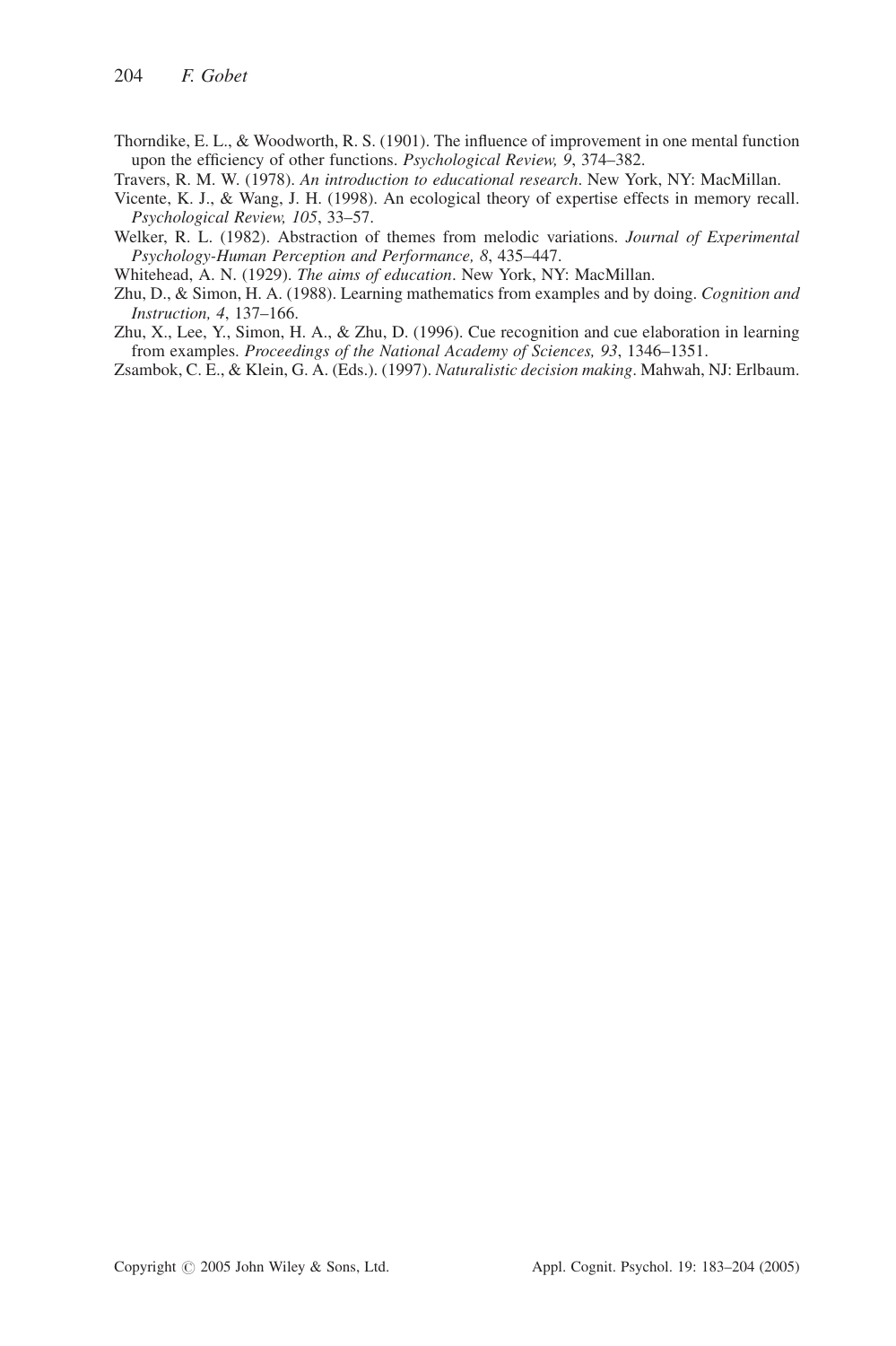Thorndike, E. L., & Woodworth, R. S. (1901). The influence of improvement in one mental function upon the efficiency of other functions. *Psychological Review, 9*, 374–382.

Travers, R. M. W. (1978). *An introduction to educational research*. New York, NY: MacMillan.

Vicente, K. J., & Wang, J. H. (1998). An ecological theory of expertise effects in memory recall. *Psychological Review, 105*, 33–57.

Welker, R. L. (1982). Abstraction of themes from melodic variations. *Journal of Experimental Psychology-Human Perception and Performance, 8*, 435–447.

Whitehead, A. N. (1929). *The aims of education*. New York, NY: MacMillan.

Zhu, D., & Simon, H. A. (1988). Learning mathematics from examples and by doing. *Cognition and Instruction, 4*, 137–166.

Zhu, X., Lee, Y., Simon, H. A., & Zhu, D. (1996). Cue recognition and cue elaboration in learning from examples. *Proceedings of the National Academy of Sciences, 93*, 1346–1351.

Zsambok, C. E., & Klein, G. A. (Eds.). (1997). *Naturalistic decision making*. Mahwah, NJ: Erlbaum.